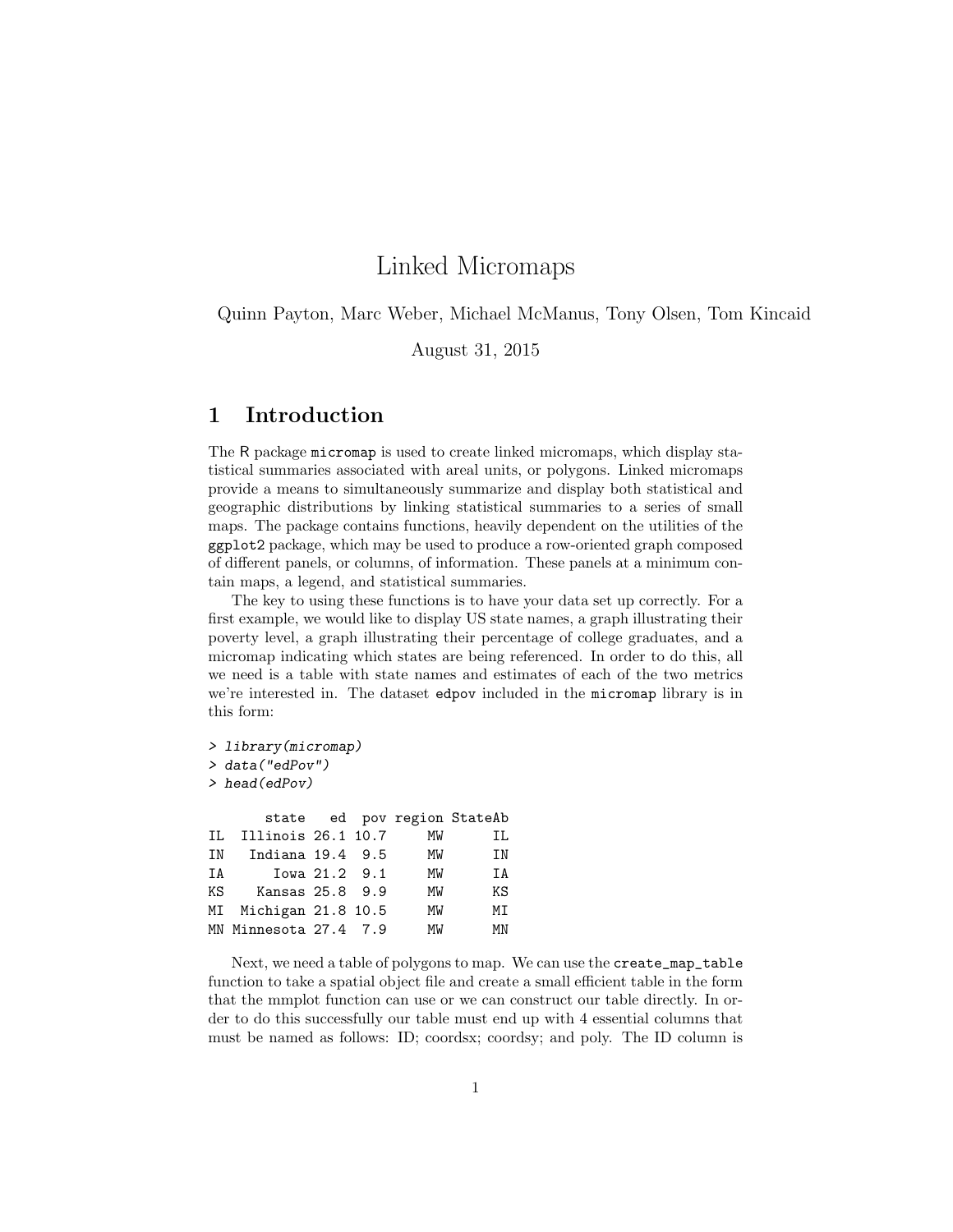# Linked Micromaps

Quinn Payton, Marc Weber, Michael McManus, Tony Olsen, Tom Kincaid

August 31, 2015

## 1 Introduction

The R package `micromap` is used to create linked micromaps, which display statistical summaries associated with areal units, or polygons. Linked micromaps provide a means to simultaneously summarize and display both statistical and geographic distributions by linking statistical summaries to a series of small maps. The package contains functions, heavily dependent on the utilities of the `ggplot2` package, which may be used to produce a row-oriented graph composed of different panels, or columns, of information. These panels at a minimum contain maps, a legend, and statistical summaries.

The key to using these functions is to have your data set up correctly. For a first example, we would like to display US state names, a graph illustrating their poverty level, a graph illustrating their percentage of college graduates, and a micromap indicating which states are being referenced. In order to do this, all we need is a table with state names and estimates of each of the two metrics we're interested in. The dataset `edpov` included in the `micromap` library is in this form:

```
> library(micromap)
> data("edPov")
> head(edPov)

       state   ed  pov region StateAb
IL  Illinois 26.1 10.7     MW      IL
IN   Indiana 19.4  9.5     MW      IN
IA      Iowa 21.2  9.1     MW      IA
KS    Kansas 25.8  9.9     MW      KS
MI  Michigan 21.8 10.5     MW      MI
MN Minnesota 27.4  7.9     MW      MN
```

Next, we need a table of polygons to map. We can use the `create_map_table` function to take a spatial object file and create a small efficient table in the form that the mmplot function can use or we can construct our table directly. In order to do this successfully our table must end up with 4 essential columns that must be named as follows: ID; coordsx; coordsy; and poly. The ID column is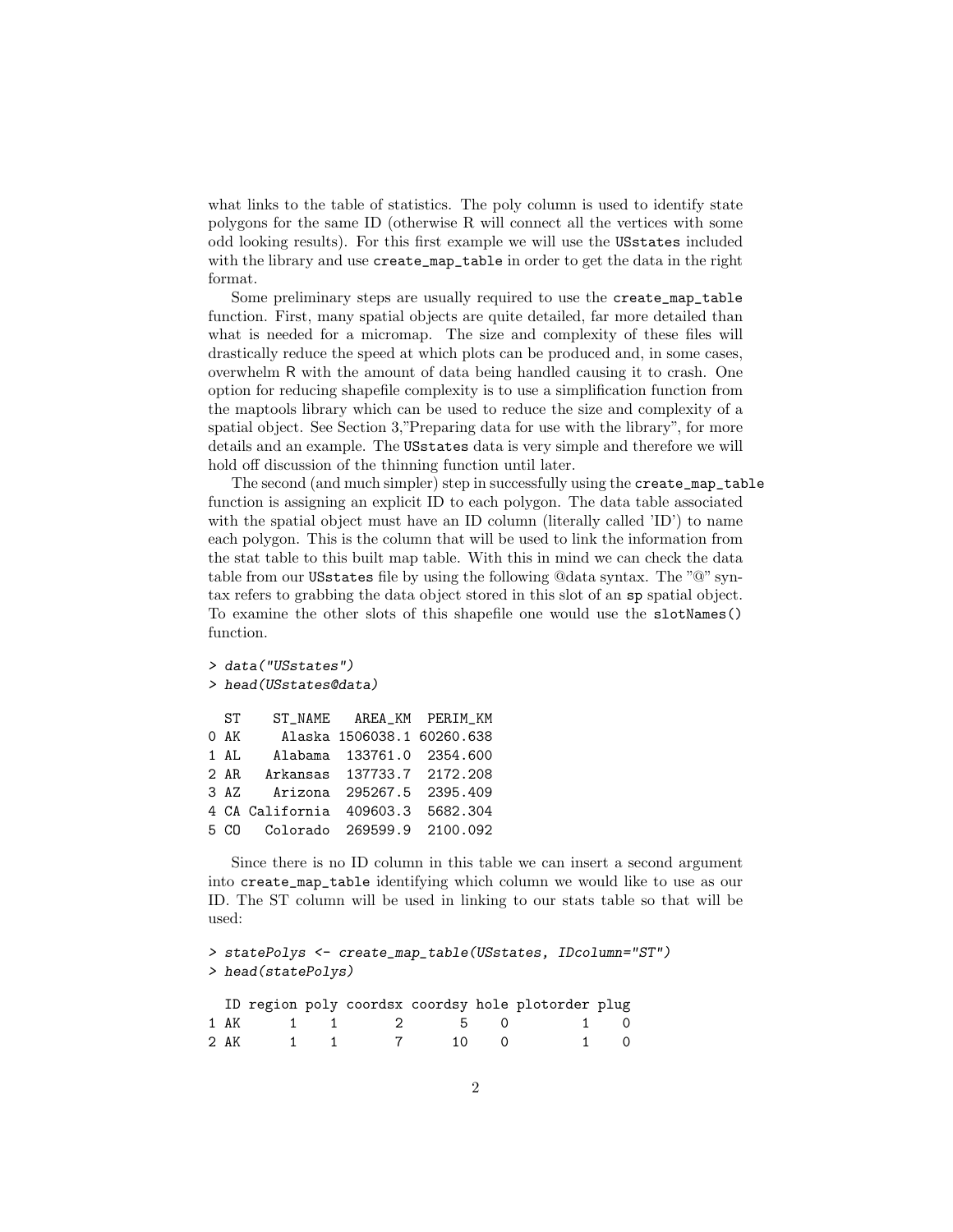what links to the table of statistics. The poly column is used to identify state polygons for the same ID (otherwise R will connect all the vertices with some odd looking results). For this first example we will use the USstates included with the library and use create_map_table in order to get the data in the right format.

Some preliminary steps are usually required to use the create_map_table function. First, many spatial objects are quite detailed, far more detailed than what is needed for a micromap. The size and complexity of these files will drastically reduce the speed at which plots can be produced and, in some cases, overwhelm R with the amount of data being handled causing it to crash. One option for reducing shapefile complexity is to use a simplification function from the maptools library which can be used to reduce the size and complexity of a spatial object. See Section 3,"Preparing data for use with the library", for more details and an example. The USstates data is very simple and therefore we will hold off discussion of the thinning function until later.

The second (and much simpler) step in successfully using the create_map_table function is assigning an explicit ID to each polygon. The data table associated with the spatial object must have an ID column (literally called 'ID') to name each polygon. This is the column that will be used to link the information from the stat table to this built map table. With this in mind we can check the data table from our USstates file by using the following @data syntax. The "@" syntax refers to grabbing the data object stored in this slot of an sp spatial object. To examine the other slots of this shapefile one would use the slotNames() function.

```
> data("USstates")
> head(USstates@data)

  ST    ST_NAME   AREA_KM  PERIM_KM
0 AK     Alaska 1506038.1 60260.638
1 AL    Alabama  133761.0  2354.600
2 AR   Arkansas  137733.7  2172.208
3 AZ    Arizona  295267.5  2395.409
4 CA California  409603.3  5682.304
5 CO   Colorado  269599.9  2100.092
```

Since there is no ID column in this table we can insert a second argument into create_map_table identifying which column we would like to use as our ID. The ST column will be used in linking to our stats table so that will be used:

```
> statePolys <- create_map_table(USstates, IDcolumn="ST")
> head(statePolys)

  ID region poly coordsx coordsy hole plotorder plug
1 AK      1    1       2       5    0         1    0
2 AK      1    1       7      10    0         1    0
```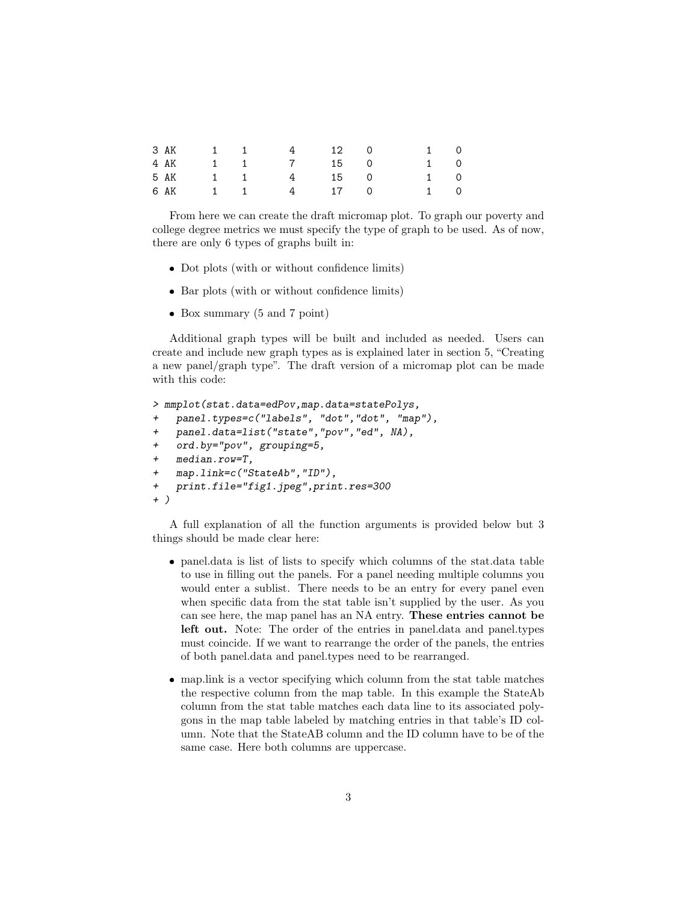```
3 AK      1   1      4     12   0         1   0
4 AK      1   1      7     15   0         1   0
5 AK      1   1      4     15   0         1   0
6 AK      1   1      4     17   0         1   0
```

From here we can create the draft micromap plot. To graph our poverty and college degree metrics we must specify the type of graph to be used. As of now, there are only 6 types of graphs built in:

- Dot plots (with or without confidence limits)
- Bar plots (with or without confidence limits)
- Box summary (5 and 7 point)

Additional graph types will be built and included as needed. Users can create and include new graph types as is explained later in section 5, "Creating a new panel/graph type". The draft version of a micromap plot can be made with this code:

```
> mmplot(stat.data=edPov,map.data=statePolys,
+   panel.types=c("labels", "dot","dot", "map"),
+   panel.data=list("state","pov","ed", NA),
+   ord.by="pov", grouping=5,
+   median.row=T,
+   map.link=c("StateAb","ID"),
+   print.file="fig1.jpeg",print.res=300
+ )
```

A full explanation of all the function arguments is provided below but 3 things should be made clear here:

- panel.data is list of lists to specify which columns of the stat.data table to use in filling out the panels. For a panel needing multiple columns you would enter a sublist. There needs to be an entry for every panel even when specific data from the stat table isn't supplied by the user. As you can see here, the map panel has an NA entry. **These entries cannot be left out.** Note: The order of the entries in panel.data and panel.types must coincide. If we want to rearrange the order of the panels, the entries of both panel.data and panel.types need to be rearranged.
- map.link is a vector specifying which column from the stat table matches the respective column from the map table. In this example the StateAb column from the stat table matches each data line to its associated polygons in the map table labeled by matching entries in that table's ID column. Note that the StateAB column and the ID column have to be of the same case. Here both columns are uppercase.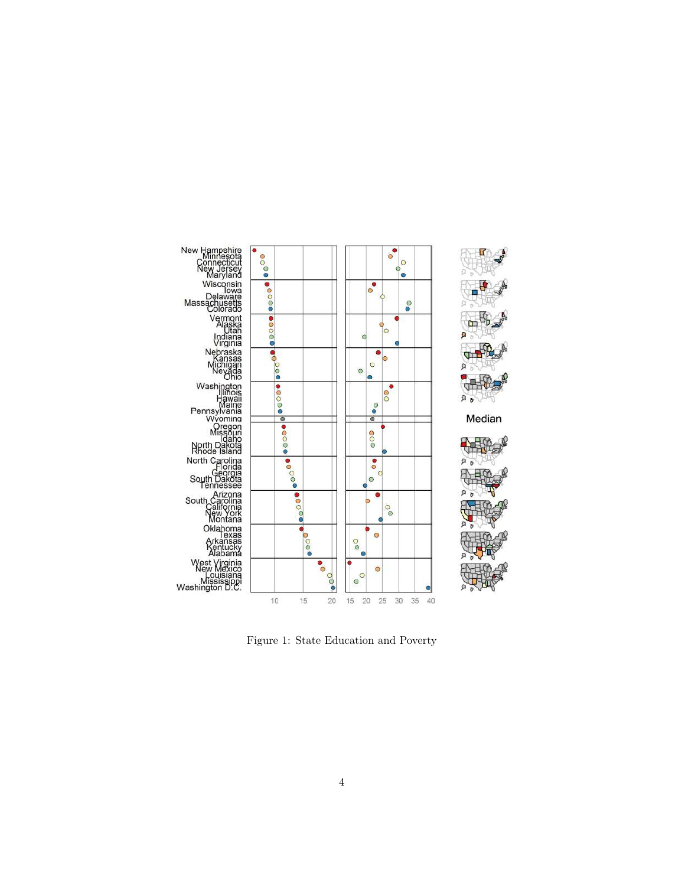Figure 1: State Education and Poverty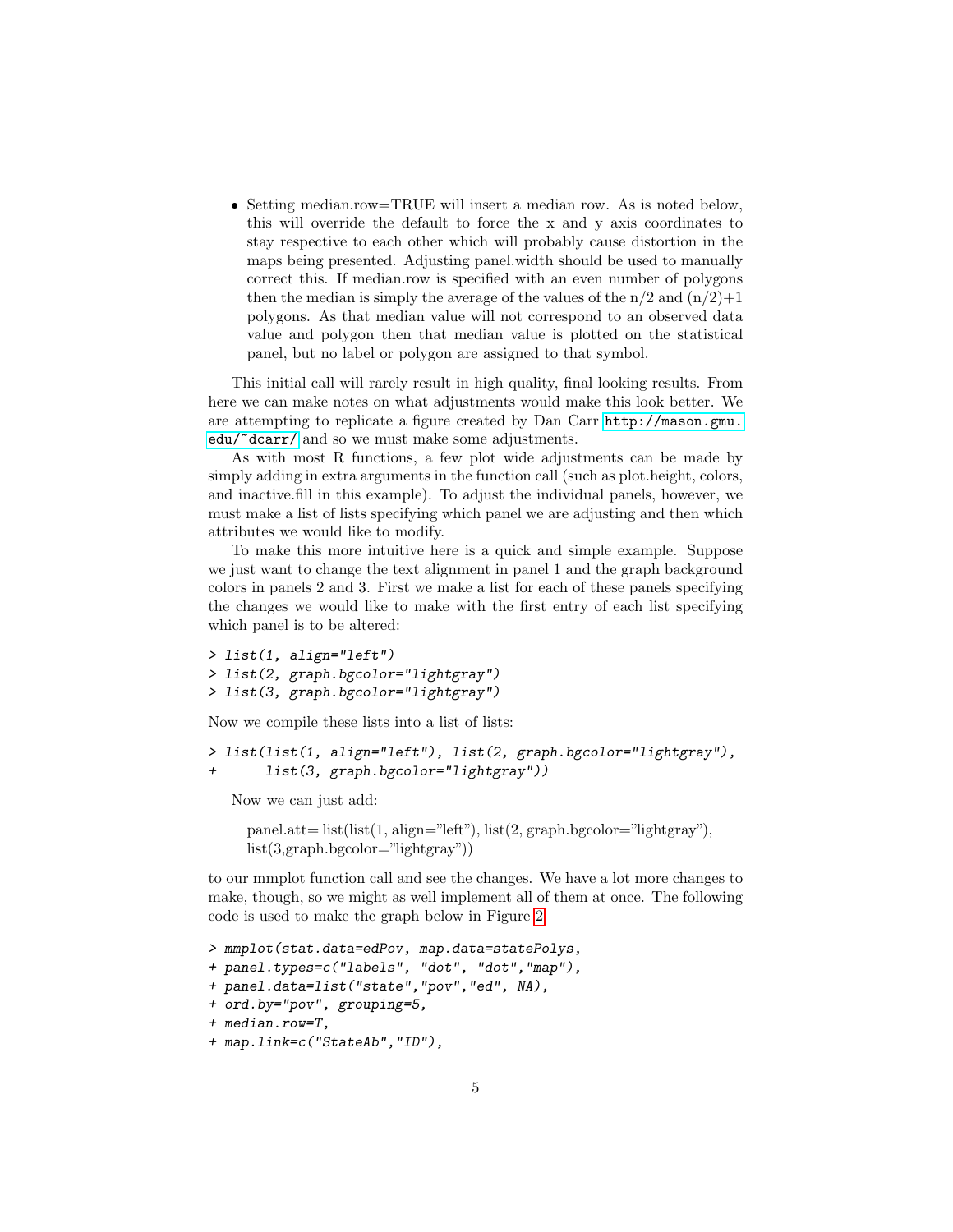- Setting median.row=TRUE will insert a median row. As is noted below, this will override the default to force the x and y axis coordinates to stay respective to each other which will probably cause distortion in the maps being presented. Adjusting panel.width should be used to manually correct this. If median.row is specified with an even number of polygons then the median is simply the average of the values of the n/2 and (n/2)+1 polygons. As that median value will not correspond to an observed data value and polygon then that median value is plotted on the statistical panel, but no label or polygon are assigned to that symbol.

This initial call will rarely result in high quality, final looking results. From here we can make notes on what adjustments would make this look better. We are attempting to replicate a figure created by Dan Carr http://mason.gmu.edu/~dcarr/ and so we must make some adjustments.

As with most R functions, a few plot wide adjustments can be made by simply adding in extra arguments in the function call (such as plot.height, colors, and inactive.fill in this example). To adjust the individual panels, however, we must make a list of lists specifying which panel we are adjusting and then which attributes we would like to modify.

To make this more intuitive here is a quick and simple example. Suppose we just want to change the text alignment in panel 1 and the graph background colors in panels 2 and 3. First we make a list for each of these panels specifying the changes we would like to make with the first entry of each list specifying which panel is to be altered:

```
> list(1, align="left")
> list(2, graph.bgcolor="lightgray")
> list(3, graph.bgcolor="lightgray")
```

Now we compile these lists into a list of lists:

```
> list(list(1, align="left"), list(2, graph.bgcolor="lightgray"),
+      list(3, graph.bgcolor="lightgray"))
```

Now we can just add:

panel.att= list(list(1, align="left"), list(2, graph.bgcolor="lightgray"), list(3,graph.bgcolor="lightgray"))

to our mmplot function call and see the changes. We have a lot more changes to make, though, so we might as well implement all of them at once. The following code is used to make the graph below in Figure 2:

```
> mmplot(stat.data=edPov, map.data=statePolys,
+ panel.types=c("labels", "dot", "dot","map"),
+ panel.data=list("state","pov","ed", NA),
+ ord.by="pov", grouping=5,
+ median.row=T,
+ map.link=c("StateAb","ID"),
```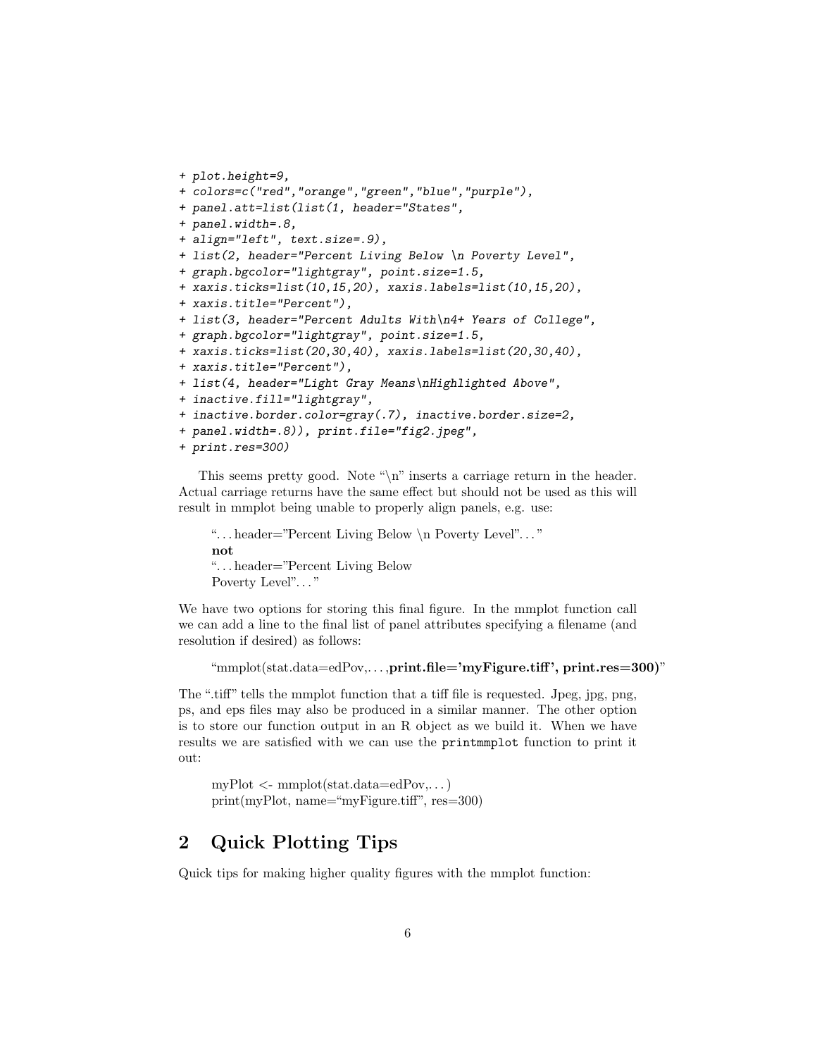```
+ plot.height=9,
+ colors=c("red","orange","green","blue","purple"),
+ panel.att=list(list(1, header="States",
+ panel.width=.8,
+ align="left", text.size=.9),
+ list(2, header="Percent Living Below \n Poverty Level",
+ graph.bgcolor="lightgray", point.size=1.5,
+ xaxis.ticks=list(10,15,20), xaxis.labels=list(10,15,20),
+ xaxis.title="Percent"),
+ list(3, header="Percent Adults With\n4+ Years of College",
+ graph.bgcolor="lightgray", point.size=1.5,
+ xaxis.ticks=list(20,30,40), xaxis.labels=list(20,30,40),
+ xaxis.title="Percent"),
+ list(4, header="Light Gray Means\nHighlighted Above",
+ inactive.fill="lightgray",
+ inactive.border.color=gray(.7), inactive.border.size=2,
+ panel.width=.8)), print.file="fig2.jpeg",
+ print.res=300)
```

This seems pretty good. Note "\n" inserts a carriage return in the header. Actual carriage returns have the same effect but should not be used as this will result in mmplot being unable to properly align panels, e.g. use:

> "... header="Percent Living Below \n Poverty Level"... "
> **not**
> "... header="Percent Living Below
> Poverty Level"... "

We have two options for storing this final figure. In the mmplot function call we can add a line to the final list of panel attributes specifying a filename (and resolution if desired) as follows:

> "mmplot(stat.data=edPov,...,**print.file='myFigure.tiff', print.res=300)**"

The ".tiff" tells the mmplot function that a tiff file is requested. Jpeg, jpg, png, ps, and eps files may also be produced in a similar manner. The other option is to store our function output in an R object as we build it. When we have results we are satisfied with we can use the `printmmplot` function to print it out:

> myPlot <- mmplot(stat.data=edPov,...)
> print(myPlot, name="myFigure.tiff", res=300)

## 2 Quick Plotting Tips

Quick tips for making higher quality figures with the mmplot function: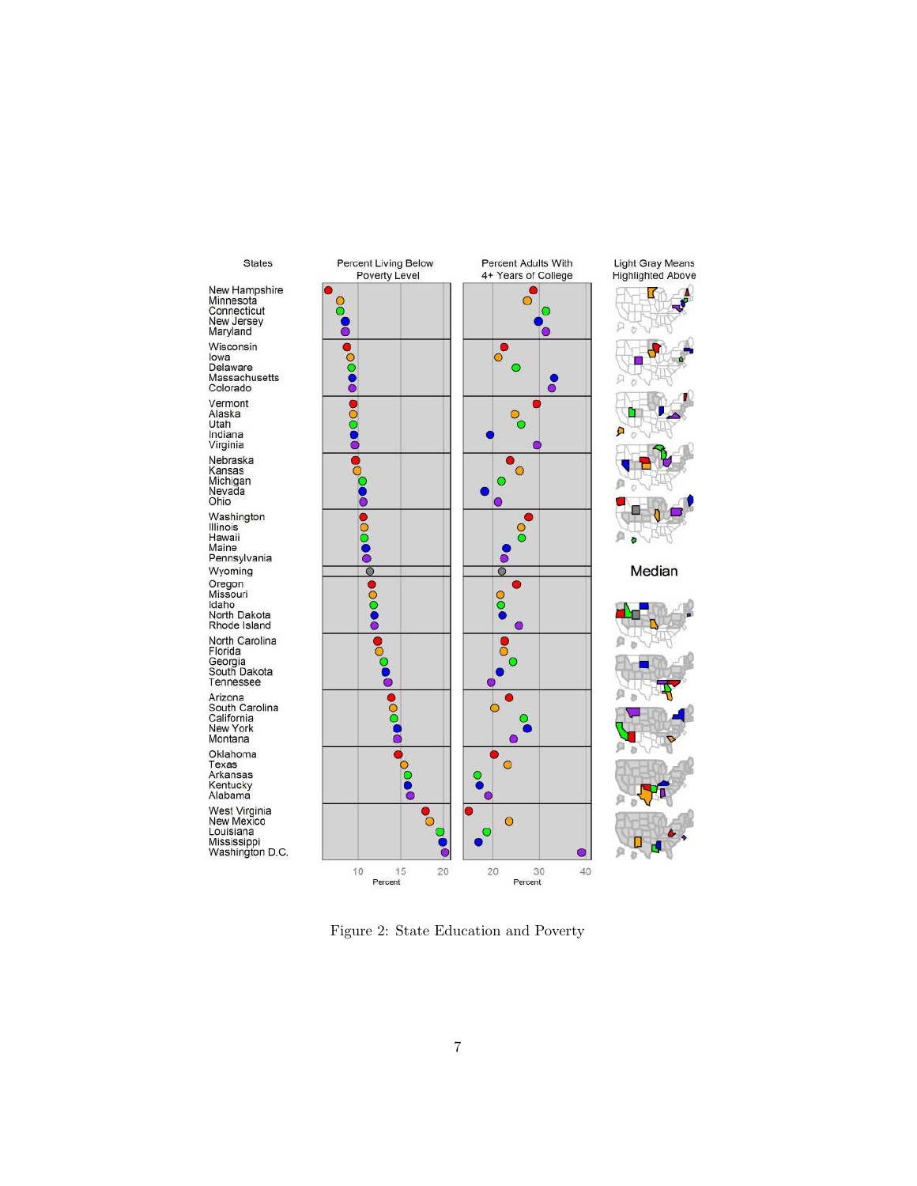| States | Percent Living Below Poverty Level | Percent Adults With 4+ Years of College | Light Gray Means Highlighted Above |
|---|---|---|---|
| New Hampshire | | | |
| Minnesota | | | |
| Connecticut | | | |
| New Jersey | | | |
| Maryland | | | |
| Wisconsin | | | |
| Iowa | | | |
| Delaware | | | |
| Massachusetts | | | |
| Colorado | | | |
| Vermont | | | |
| Alaska | | | |
| Utah | | | |
| Indiana | | | |
| Virginia | | | |
| Nebraska | | | |
| Kansas | | | |
| Michigan | | | |
| Nevada | | | |
| Ohio | | | |
| Washington | | | |
| Illinois | | | |
| Hawaii | | | |
| Maine | | | |
| Pennsylvania | | | |
| Wyoming | | | Median |
| Oregon | | | |
| Missouri | | | |
| Idaho | | | |
| North Dakota | | | |
| Rhode Island | | | |
| North Carolina | | | |
| Florida | | | |
| Georgia | | | |
| South Dakota | | | |
| Tennessee | | | |
| Arizona | | | |
| South Carolina | | | |
| California | | | |
| New York | | | |
| Montana | | | |
| Oklahoma | | | |
| Texas | | | |
| Arkansas | | | |
| Kentucky | | | |
| Alabama | | | |
| West Virginia | | | |
| New Mexico | | | |
| Louisiana | | | |
| Mississippi | | | |
| Washington D.C. | | | |

Figure 2: State Education and Poverty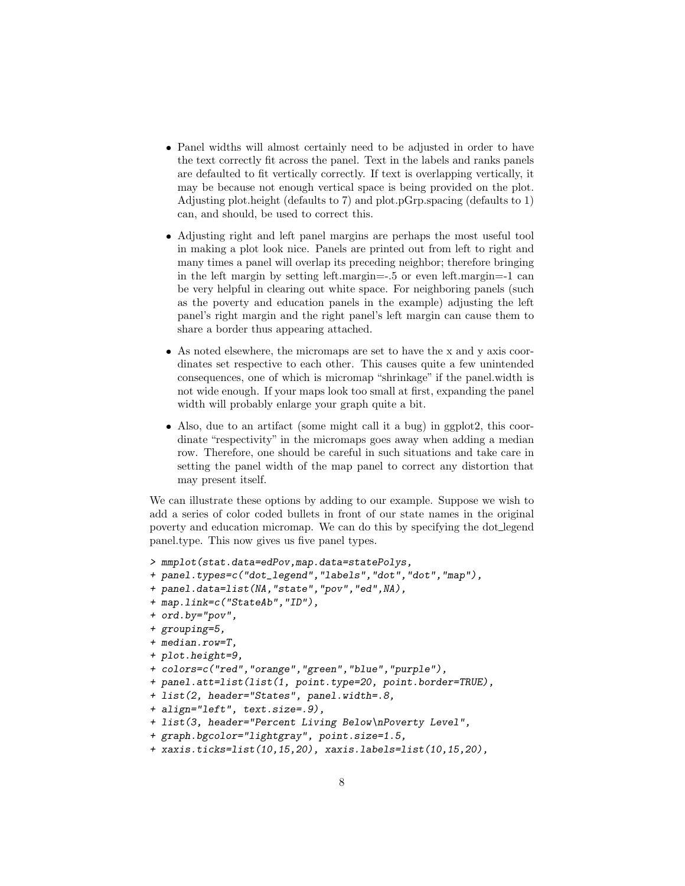- Panel widths will almost certainly need to be adjusted in order to have the text correctly fit across the panel. Text in the labels and ranks panels are defaulted to fit vertically correctly. If text is overlapping vertically, it may be because not enough vertical space is being provided on the plot. Adjusting plot.height (defaults to 7) and plot.pGrp.spacing (defaults to 1) can, and should, be used to correct this.

- Adjusting right and left panel margins are perhaps the most useful tool in making a plot look nice. Panels are printed out from left to right and many times a panel will overlap its preceding neighbor; therefore bringing in the left margin by setting left.margin=-.5 or even left.margin=-1 can be very helpful in clearing out white space. For neighboring panels (such as the poverty and education panels in the example) adjusting the left panel's right margin and the right panel's left margin can cause them to share a border thus appearing attached.

- As noted elsewhere, the micromaps are set to have the x and y axis coordinates set respective to each other. This causes quite a few unintended consequences, one of which is micromap "shrinkage" if the panel.width is not wide enough. If your maps look too small at first, expanding the panel width will probably enlarge your graph quite a bit.

- Also, due to an artifact (some might call it a bug) in ggplot2, this coordinate "respectivity" in the micromaps goes away when adding a median row. Therefore, one should be careful in such situations and take care in setting the panel width of the map panel to correct any distortion that may present itself.

We can illustrate these options by adding to our example. Suppose we wish to add a series of color coded bullets in front of our state names in the original poverty and education micromap. We can do this by specifying the dot_legend panel.type. This now gives us five panel types.

```
> mmplot(stat.data=edPov,map.data=statePolys,
+ panel.types=c("dot_legend","labels","dot","dot","map"),
+ panel.data=list(NA,"state","pov","ed",NA),
+ map.link=c("StateAb","ID"),
+ ord.by="pov",
+ grouping=5,
+ median.row=T,
+ plot.height=9,
+ colors=c("red","orange","green","blue","purple"),
+ panel.att=list(list(1, point.type=20, point.border=TRUE),
+ list(2, header="States", panel.width=.8,
+ align="left", text.size=.9),
+ list(3, header="Percent Living Below\nPoverty Level",
+ graph.bgcolor="lightgray", point.size=1.5,
+ xaxis.ticks=list(10,15,20), xaxis.labels=list(10,15,20),
```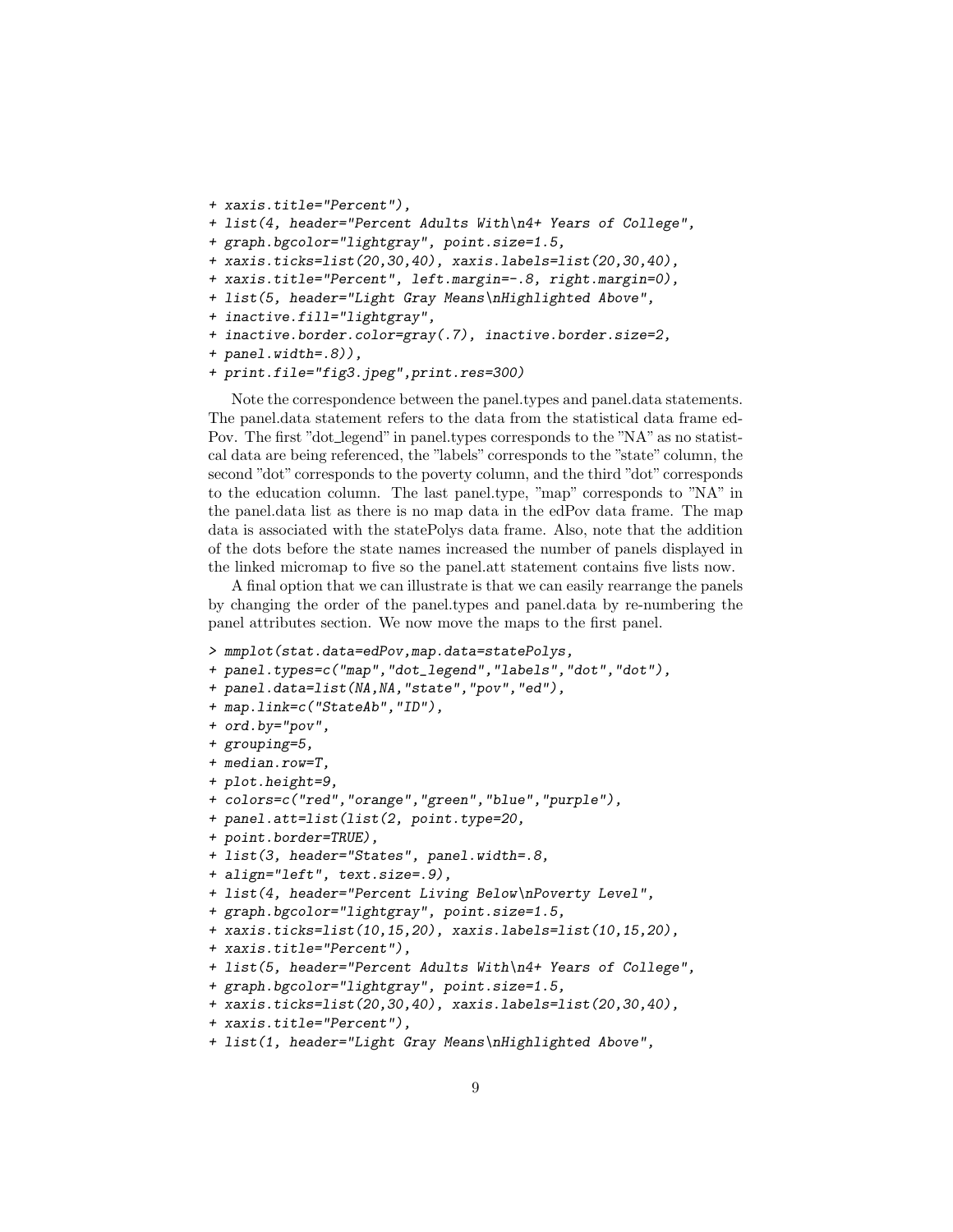```
+ xaxis.title="Percent"),
+ list(4, header="Percent Adults With\n4+ Years of College",
+ graph.bgcolor="lightgray", point.size=1.5,
+ xaxis.ticks=list(20,30,40), xaxis.labels=list(20,30,40),
+ xaxis.title="Percent", left.margin=-.8, right.margin=0),
+ list(5, header="Light Gray Means\nHighlighted Above",
+ inactive.fill="lightgray",
+ inactive.border.color=gray(.7), inactive.border.size=2,
+ panel.width=.8)),
+ print.file="fig3.jpeg",print.res=300)
```

Note the correspondence between the panel.types and panel.data statements. The panel.data statement refers to the data from the statistical data frame edPov. The first "dot_legend" in panel.types corresponds to the "NA" as no statistcal data are being referenced, the "labels" corresponds to the "state" column, the second "dot" corresponds to the poverty column, and the third "dot" corresponds to the education column. The last panel.type, "map" corresponds to "NA" in the panel.data list as there is no map data in the edPov data frame. The map data is associated with the statePolys data frame. Also, note that the addition of the dots before the state names increased the number of panels displayed in the linked micromap to five so the panel.att statement contains five lists now.

A final option that we can illustrate is that we can easily rearrange the panels by changing the order of the panel.types and panel.data by re-numbering the panel attributes section. We now move the maps to the first panel.

```
> mmplot(stat.data=edPov,map.data=statePolys,
+ panel.types=c("map","dot_legend","labels","dot","dot"),
+ panel.data=list(NA,NA,"state","pov","ed"),
+ map.link=c("StateAb","ID"),
+ ord.by="pov",
+ grouping=5,
+ median.row=T,
+ plot.height=9,
+ colors=c("red","orange","green","blue","purple"),
+ panel.att=list(list(2, point.type=20,
+ point.border=TRUE),
+ list(3, header="States", panel.width=.8,
+ align="left", text.size=.9),
+ list(4, header="Percent Living Below\nPoverty Level",
+ graph.bgcolor="lightgray", point.size=1.5,
+ xaxis.ticks=list(10,15,20), xaxis.labels=list(10,15,20),
+ xaxis.title="Percent"),
+ list(5, header="Percent Adults With\n4+ Years of College",
+ graph.bgcolor="lightgray", point.size=1.5,
+ xaxis.ticks=list(20,30,40), xaxis.labels=list(20,30,40),
+ xaxis.title="Percent"),
+ list(1, header="Light Gray Means\nHighlighted Above",
```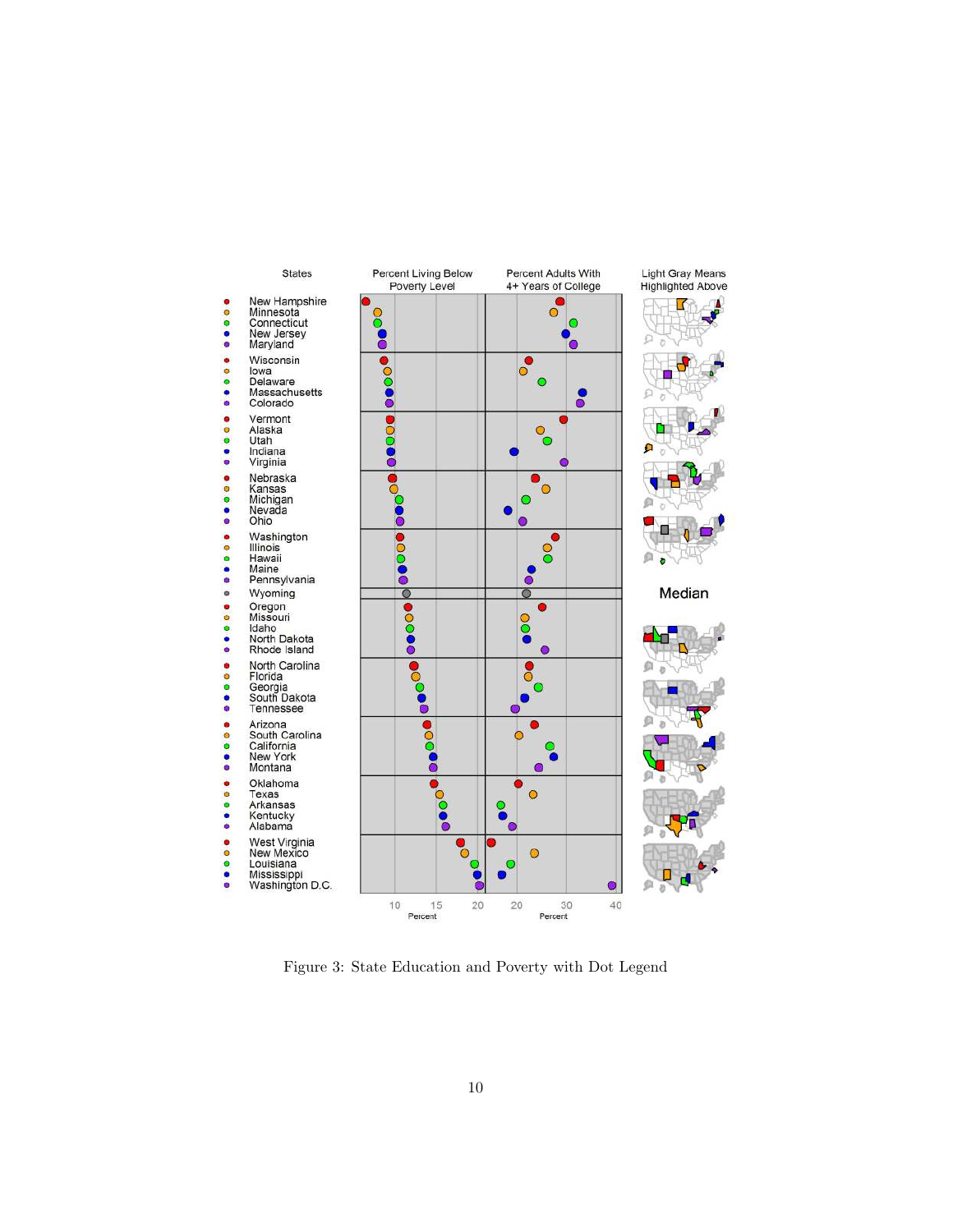Figure 3: State Education and Poverty with Dot Legend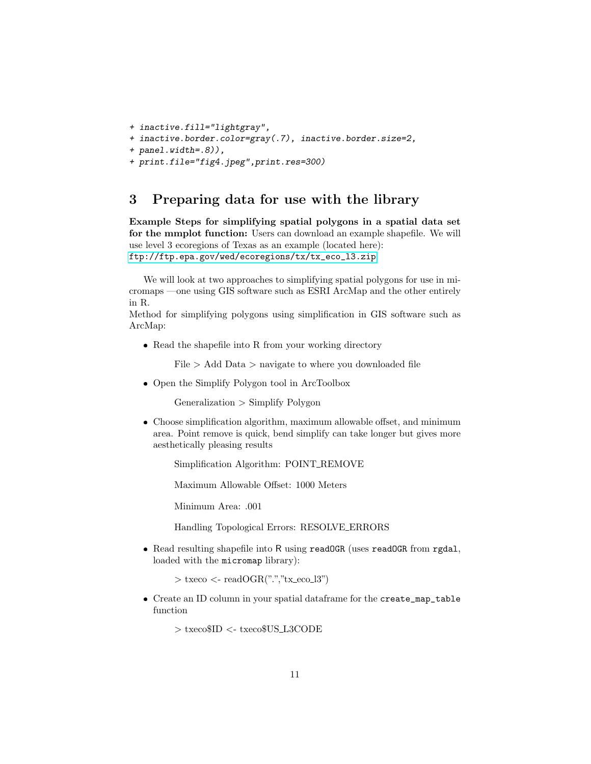```
+ inactive.fill="lightgray",
+ inactive.border.color=gray(.7), inactive.border.size=2,
+ panel.width=.8)),
+ print.file="fig4.jpeg",print.res=300)
```

## 3 Preparing data for use with the library

**Example Steps for simplifying spatial polygons in a spatial data set for the mmplot function:** Users can download an example shapefile. We will use level 3 ecoregions of Texas as an example (located here): ftp://ftp.epa.gov/wed/ecoregions/tx/tx_eco_l3.zip

We will look at two approaches to simplifying spatial polygons for use in micromaps —one using GIS software such as ESRI ArcMap and the other entirely in R.

Method for simplifying polygons using simplification in GIS software such as ArcMap:

- Read the shapefile into R from your working directory

  File > Add Data > navigate to where you downloaded file

- Open the Simplify Polygon tool in ArcToolbox

  Generalization > Simplify Polygon

- Choose simplification algorithm, maximum allowable offset, and minimum area. Point remove is quick, bend simplify can take longer but gives more aesthetically pleasing results

  Simplification Algorithm: POINT_REMOVE

  Maximum Allowable Offset: 1000 Meters

  Minimum Area: .001

  Handling Topological Errors: RESOLVE_ERRORS

- Read resulting shapefile into R using `readOGR` (uses `readOGR` from `rgdal`, loaded with the `micromap` library):

  > txeco <- readOGR(".","tx_eco_l3")

- Create an ID column in your spatial dataframe for the `create_map_table` function

  > txeco$ID <- txeco$US_L3CODE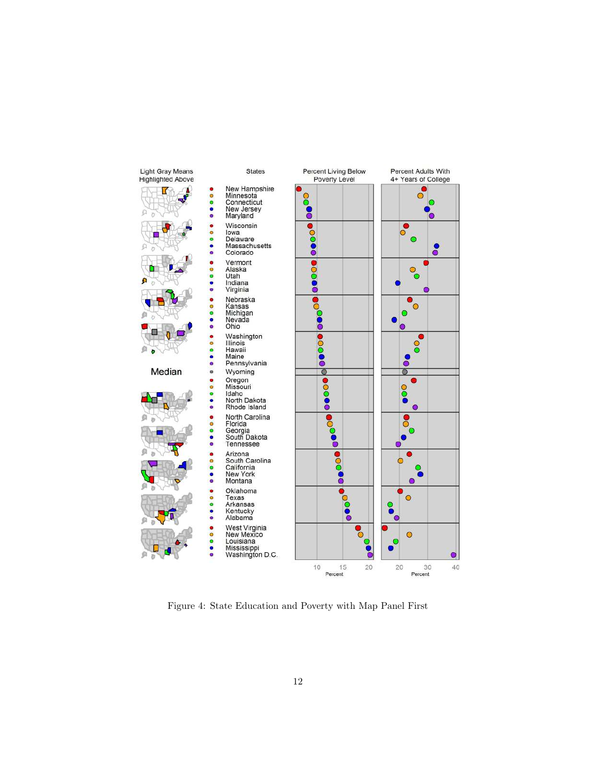Light Gray Means Highlighted Above

States

Percent Living Below Poverty Level

Percent Adults With 4+ Years of College

New Hampshire
Minnesota
Connecticut
New Jersey
Maryland

Wisconsin
Iowa
Delaware
Massachusetts
Colorado

Vermont
Alaska
Utah
Indiana
Virginia

Nebraska
Kansas
Michigan
Nevada
Ohio

Washington
Illinois
Hawaii
Maine
Pennsylvania

Median — Wyoming

Oregon
Missouri
Idaho
North Dakota
Rhode Island

North Carolina
Florida
Georgia
South Dakota
Tennessee

Arizona
South Carolina
California
New York
Montana

Oklahoma
Texas
Arkansas
Kentucky
Alabama

West Virginia
New Mexico
Louisiana
Mississippi
Washington D.C.

10 15 20
Percent

20 30 40
Percent

Figure 4: State Education and Poverty with Map Panel First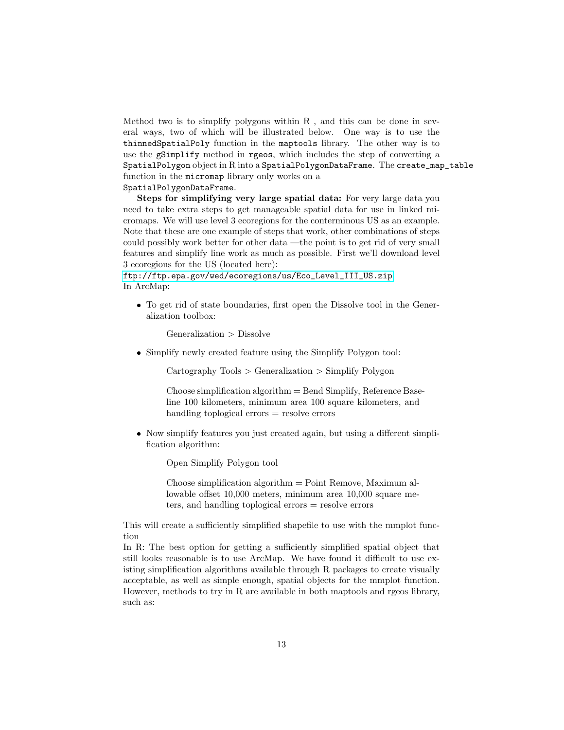Method two is to simplify polygons within R , and this can be done in several ways, two of which will be illustrated below. One way is to use the `thinnedSpatialPoly` function in the `maptools` library. The other way is to use the `gSimplify` method in `rgeos`, which includes the step of converting a `SpatialPolygon` object in R into a `SpatialPolygonDataFrame`. The `create_map_table` function in the `micromap` library only works on a `SpatialPolygonDataFrame`.

**Steps for simplifying very large spatial data:** For very large data you need to take extra steps to get manageable spatial data for use in linked micromaps. We will use level 3 ecoregions for the conterminous US as an example. Note that these are one example of steps that work, other combinations of steps could possibly work better for other data —the point is to get rid of very small features and simplify line work as much as possible. First we'll download level 3 ecoregions for the US (located here):
ftp://ftp.epa.gov/wed/ecoregions/us/Eco_Level_III_US.zip
In ArcMap:

- To get rid of state boundaries, first open the Dissolve tool in the Generalization toolbox:

  Generalization > Dissolve

- Simplify newly created feature using the Simplify Polygon tool:

  Cartography Tools > Generalization > Simplify Polygon

  Choose simplification algorithm = Bend Simplify, Reference Baseline 100 kilometers, minimum area 100 square kilometers, and handling toplogical errors = resolve errors

- Now simplify features you just created again, but using a different simplification algorithm:

  Open Simplify Polygon tool

  Choose simplification algorithm = Point Remove, Maximum allowable offset 10,000 meters, minimum area 10,000 square meters, and handling toplogical errors = resolve errors

This will create a sufficiently simplified shapefile to use with the mmplot function
In R: The best option for getting a sufficiently simplified spatial object that still looks reasonable is to use ArcMap. We have found it difficult to use existing simplification algorithms available through R packages to create visually acceptable, as well as simple enough, spatial objects for the mmplot function. However, methods to try in R are available in both maptools and rgeos library, such as: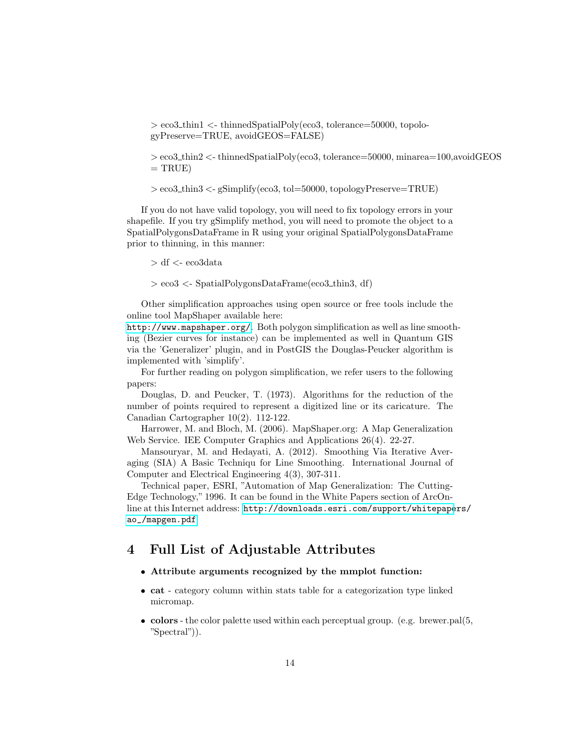> eco3_thin1 <- thinnedSpatialPoly(eco3, tolerance=50000, topologyPreserve=TRUE, avoidGEOS=FALSE)

> eco3_thin2 <- thinnedSpatialPoly(eco3, tolerance=50000, minarea=100,avoidGEOS = TRUE)

> eco3_thin3 <- gSimplify(eco3, tol=50000, topologyPreserve=TRUE)

If you do not have valid topology, you will need to fix topology errors in your shapefile. If you try gSimplify method, you will need to promote the object to a SpatialPolygonsDataFrame in R using your original SpatialPolygonsDataFrame prior to thinning, in this manner:

> df <- eco3data

> eco3 <- SpatialPolygonsDataFrame(eco3_thin3, df)

Other simplification approaches using open source or free tools include the online tool MapShaper available here:
http://www.mapshaper.org/. Both polygon simplification as well as line smoothing (Bezier curves for instance) can be implemented as well in Quantum GIS via the 'Generalizer' plugin, and in PostGIS the Douglas-Peucker algorithm is implemented with 'simplify'.

For further reading on polygon simplification, we refer users to the following papers:

Douglas, D. and Peucker, T. (1973). Algorithms for the reduction of the number of points required to represent a digitized line or its caricature. The Canadian Cartographer 10(2). 112-122.

Harrower, M. and Bloch, M. (2006). MapShaper.org: A Map Generalization Web Service. IEE Computer Graphics and Applications 26(4). 22-27.

Mansouryar, M. and Hedayati, A. (2012). Smoothing Via Iterative Averaging (SIA) A Basic Techniqu for Line Smoothing. International Journal of Computer and Electrical Engineering 4(3), 307-311.

Technical paper, ESRI, "Automation of Map Generalization: The Cutting-Edge Technology," 1996. It can be found in the White Papers section of ArcOnline at this Internet address: http://downloads.esri.com/support/whitepapers/ao_/mapgen.pdf

# 4 Full List of Adjustable Attributes

- **Attribute arguments recognized by the mmplot function:**
- **cat** - category column within stats table for a categorization type linked micromap.
- **colors** - the color palette used within each perceptual group. (e.g. brewer.pal(5, "Spectral")).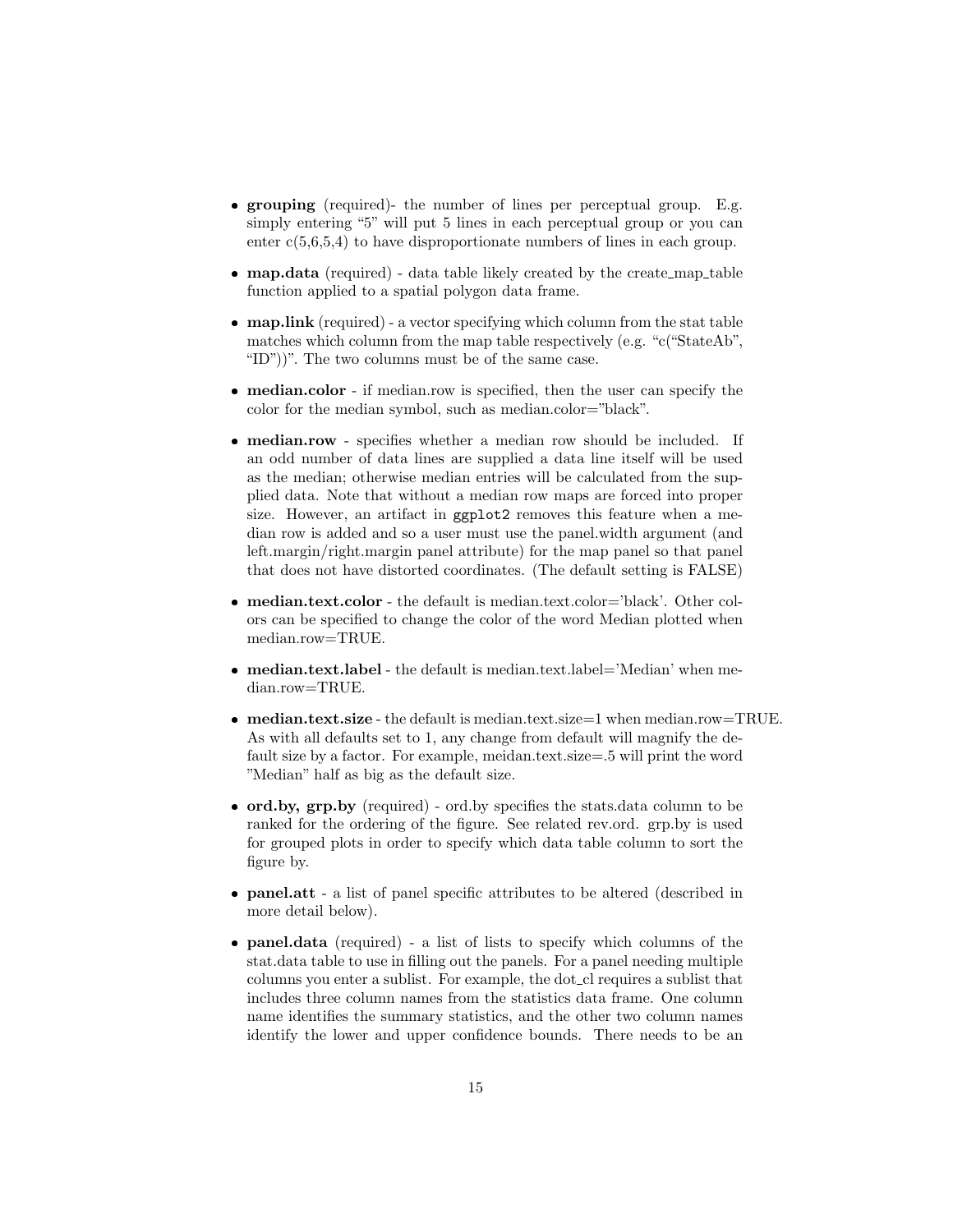- **grouping** (required)- the number of lines per perceptual group. E.g. simply entering "5" will put 5 lines in each perceptual group or you can enter c(5,6,5,4) to have disproportionate numbers of lines in each group.

- **map.data** (required) - data table likely created by the create_map_table function applied to a spatial polygon data frame.

- **map.link** (required) - a vector specifying which column from the stat table matches which column from the map table respectively (e.g. "c("StateAb", "ID"))". The two columns must be of the same case.

- **median.color** - if median.row is specified, then the user can specify the color for the median symbol, such as median.color="black".

- **median.row** - specifies whether a median row should be included. If an odd number of data lines are supplied a data line itself will be used as the median; otherwise median entries will be calculated from the supplied data. Note that without a median row maps are forced into proper size. However, an artifact in `ggplot2` removes this feature when a median row is added and so a user must use the panel.width argument (and left.margin/right.margin panel attribute) for the map panel so that panel that does not have distorted coordinates. (The default setting is FALSE)

- **median.text.color** - the default is median.text.color='black'. Other colors can be specified to change the color of the word Median plotted when median.row=TRUE.

- **median.text.label** - the default is median.text.label='Median' when median.row=TRUE.

- **median.text.size** - the default is median.text.size=1 when median.row=TRUE. As with all defaults set to 1, any change from default will magnify the default size by a factor. For example, meidan.text.size=.5 will print the word "Median" half as big as the default size.

- **ord.by, grp.by** (required) - ord.by specifies the stats.data column to be ranked for the ordering of the figure. See related rev.ord. grp.by is used for grouped plots in order to specify which data table column to sort the figure by.

- **panel.att** - a list of panel specific attributes to be altered (described in more detail below).

- **panel.data** (required) - a list of lists to specify which columns of the stat.data table to use in filling out the panels. For a panel needing multiple columns you enter a sublist. For example, the dot_cl requires a sublist that includes three column names from the statistics data frame. One column name identifies the summary statistics, and the other two column names identify the lower and upper confidence bounds. There needs to be an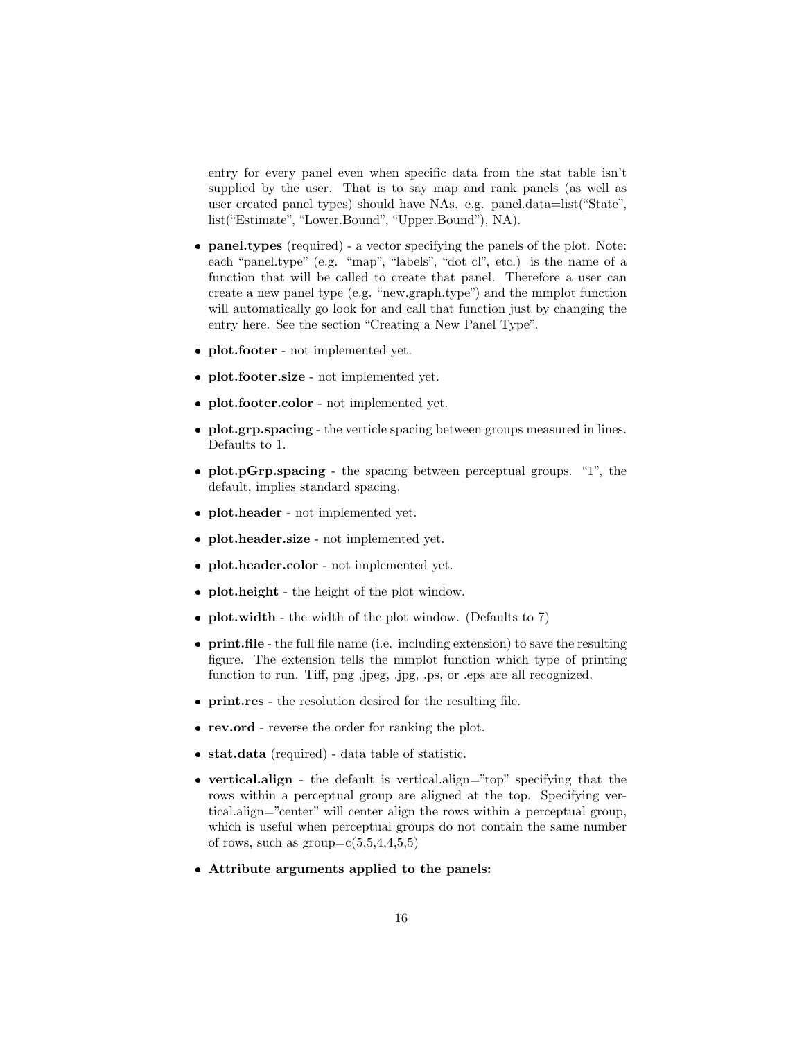entry for every panel even when specific data from the stat table isn't supplied by the user. That is to say map and rank panels (as well as user created panel types) should have NAs. e.g. panel.data=list("State", list("Estimate", "Lower.Bound", "Upper.Bound"), NA).

- **panel.types** (required) - a vector specifying the panels of the plot. Note: each "panel.type" (e.g. "map", "labels", "dot_cl", etc.) is the name of a function that will be called to create that panel. Therefore a user can create a new panel type (e.g. "new.graph.type") and the mmplot function will automatically go look for and call that function just by changing the entry here. See the section "Creating a New Panel Type".
- **plot.footer** - not implemented yet.
- **plot.footer.size** - not implemented yet.
- **plot.footer.color** - not implemented yet.
- **plot.grp.spacing** - the verticle spacing between groups measured in lines. Defaults to 1.
- **plot.pGrp.spacing** - the spacing between perceptual groups. "1", the default, implies standard spacing.
- **plot.header** - not implemented yet.
- **plot.header.size** - not implemented yet.
- **plot.header.color** - not implemented yet.
- **plot.height** - the height of the plot window.
- **plot.width** - the width of the plot window. (Defaults to 7)
- **print.file** - the full file name (i.e. including extension) to save the resulting figure. The extension tells the mmplot function which type of printing function to run. Tiff, png ,jpeg, .jpg, .ps, or .eps are all recognized.
- **print.res** - the resolution desired for the resulting file.
- **rev.ord** - reverse the order for ranking the plot.
- **stat.data** (required) - data table of statistic.
- **vertical.align** - the default is vertical.align="top" specifying that the rows within a perceptual group are aligned at the top. Specifying vertical.align="center" will center align the rows within a perceptual group, which is useful when perceptual groups do not contain the same number of rows, such as group=c(5,5,4,4,5,5)
- **Attribute arguments applied to the panels:**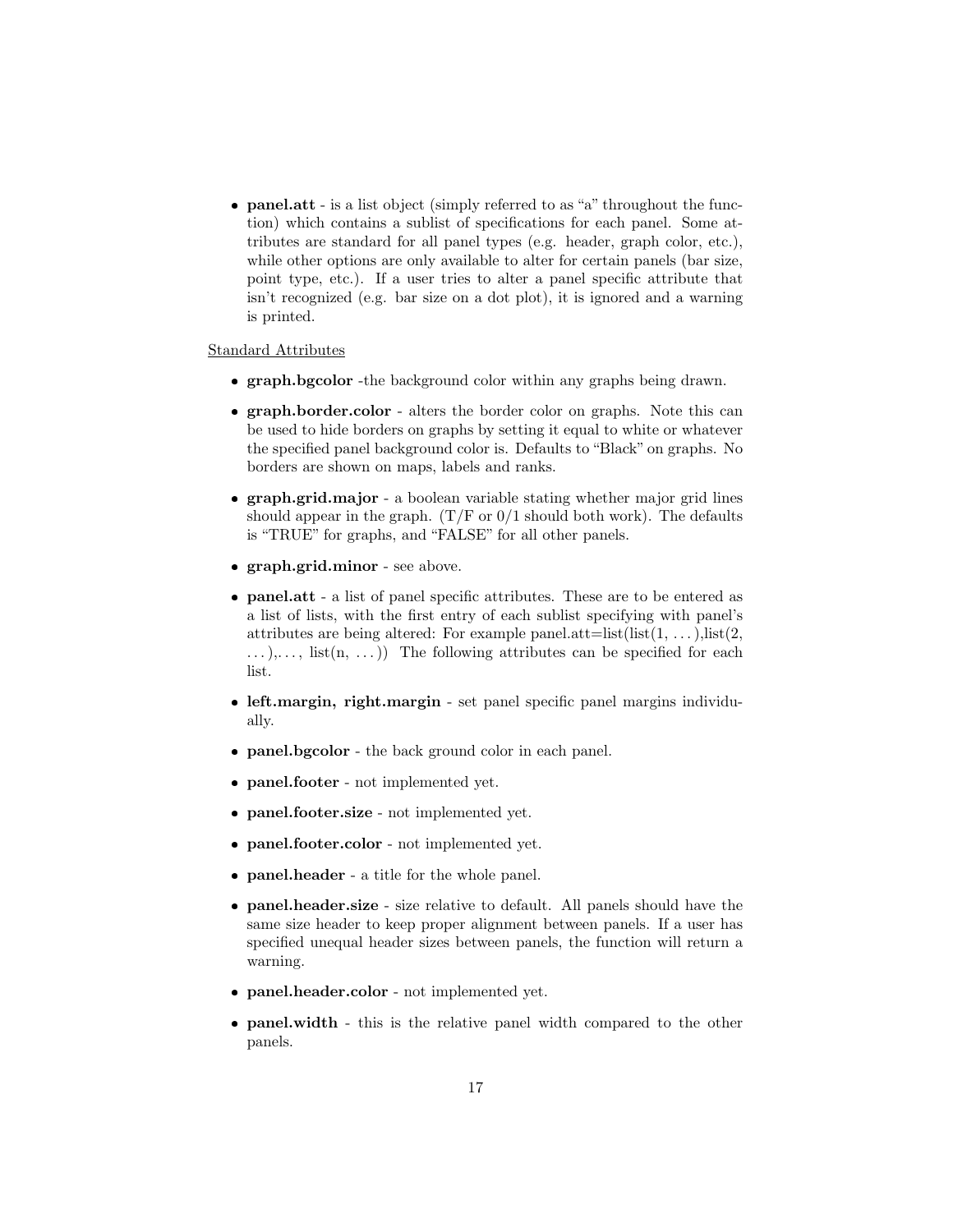- **panel.att** - is a list object (simply referred to as "a" throughout the function) which contains a sublist of specifications for each panel. Some attributes are standard for all panel types (e.g. header, graph color, etc.), while other options are only available to alter for certain panels (bar size, point type, etc.). If a user tries to alter a panel specific attribute that isn't recognized (e.g. bar size on a dot plot), it is ignored and a warning is printed.

Standard Attributes

- **graph.bgcolor** -the background color within any graphs being drawn.
- **graph.border.color** - alters the border color on graphs. Note this can be used to hide borders on graphs by setting it equal to white or whatever the specified panel background color is. Defaults to "Black" on graphs. No borders are shown on maps, labels and ranks.
- **graph.grid.major** - a boolean variable stating whether major grid lines should appear in the graph. (T/F or 0/1 should both work). The defaults is "TRUE" for graphs, and "FALSE" for all other panels.
- **graph.grid.minor** - see above.
- **panel.att** - a list of panel specific attributes. These are to be entered as a list of lists, with the first entry of each sublist specifying with panel's attributes are being altered: For example panel.att=list(list(1, . . . ),list(2, . . . ),. . . , list(n, . . . )) The following attributes can be specified for each list.
- **left.margin, right.margin** - set panel specific panel margins individually.
- **panel.bgcolor** - the back ground color in each panel.
- **panel.footer** - not implemented yet.
- **panel.footer.size** - not implemented yet.
- **panel.footer.color** - not implemented yet.
- **panel.header** - a title for the whole panel.
- **panel.header.size** - size relative to default. All panels should have the same size header to keep proper alignment between panels. If a user has specified unequal header sizes between panels, the function will return a warning.
- **panel.header.color** - not implemented yet.
- **panel.width** - this is the relative panel width compared to the other panels.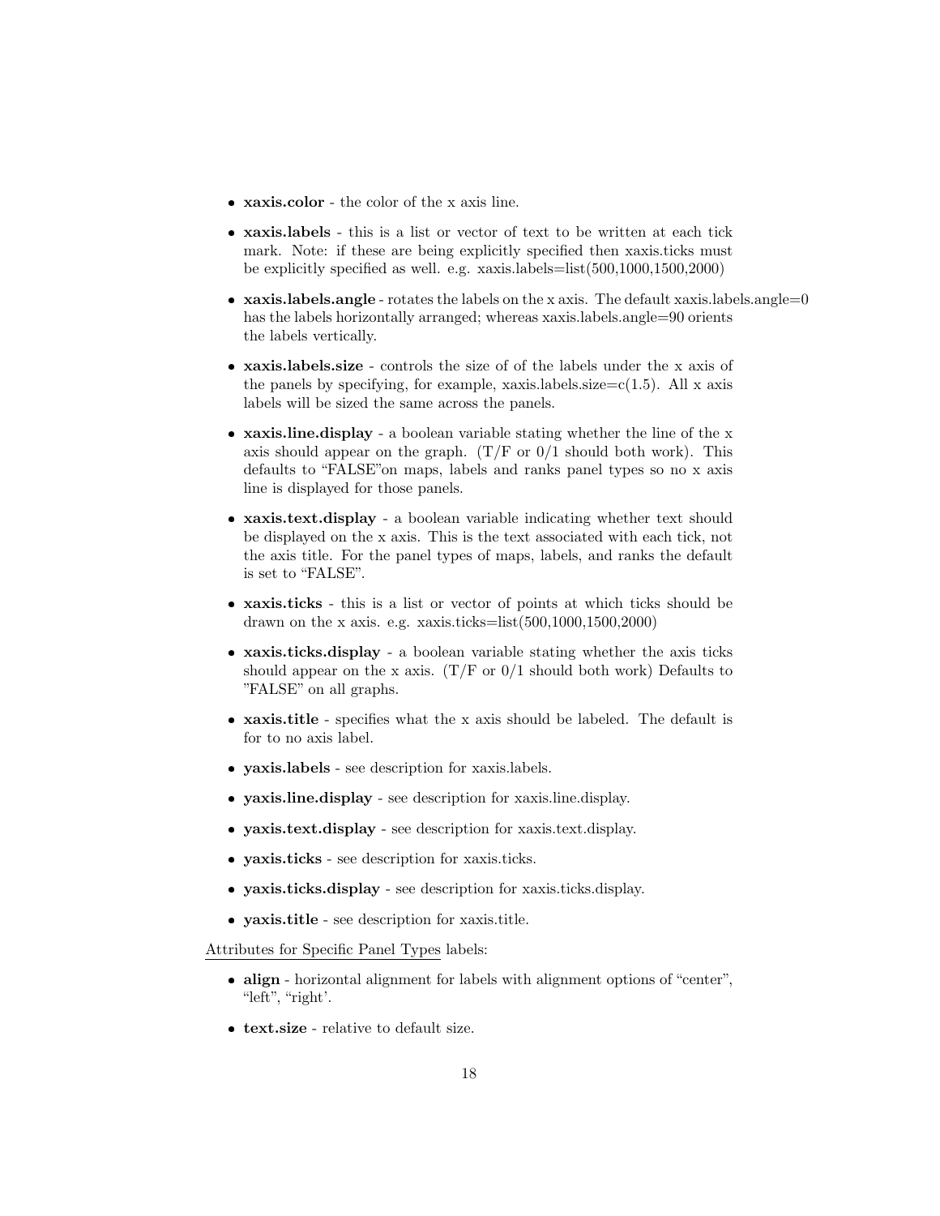- **xaxis.color** - the color of the x axis line.
- **xaxis.labels** - this is a list or vector of text to be written at each tick mark. Note: if these are being explicitly specified then xaxis.ticks must be explicitly specified as well. e.g. xaxis.labels=list(500,1000,1500,2000)
- **xaxis.labels.angle** - rotates the labels on the x axis. The default xaxis.labels.angle=0 has the labels horizontally arranged; whereas xaxis.labels.angle=90 orients the labels vertically.
- **xaxis.labels.size** - controls the size of of the labels under the x axis of the panels by specifying, for example, xaxis.labels.size=c(1.5). All x axis labels will be sized the same across the panels.
- **xaxis.line.display** - a boolean variable stating whether the line of the x axis should appear on the graph. (T/F or 0/1 should both work). This defaults to "FALSE"on maps, labels and ranks panel types so no x axis line is displayed for those panels.
- **xaxis.text.display** - a boolean variable indicating whether text should be displayed on the x axis. This is the text associated with each tick, not the axis title. For the panel types of maps, labels, and ranks the default is set to "FALSE".
- **xaxis.ticks** - this is a list or vector of points at which ticks should be drawn on the x axis. e.g. xaxis.ticks=list(500,1000,1500,2000)
- **xaxis.ticks.display** - a boolean variable stating whether the axis ticks should appear on the x axis. (T/F or 0/1 should both work) Defaults to "FALSE" on all graphs.
- **xaxis.title** - specifies what the x axis should be labeled. The default is for to no axis label.
- **yaxis.labels** - see description for xaxis.labels.
- **yaxis.line.display** - see description for xaxis.line.display.
- **yaxis.text.display** - see description for xaxis.text.display.
- **yaxis.ticks** - see description for xaxis.ticks.
- **yaxis.ticks.display** - see description for xaxis.ticks.display.
- **yaxis.title** - see description for xaxis.title.

Attributes for Specific Panel Types labels:

- **align** - horizontal alignment for labels with alignment options of "center", "left", "right'.
- **text.size** - relative to default size.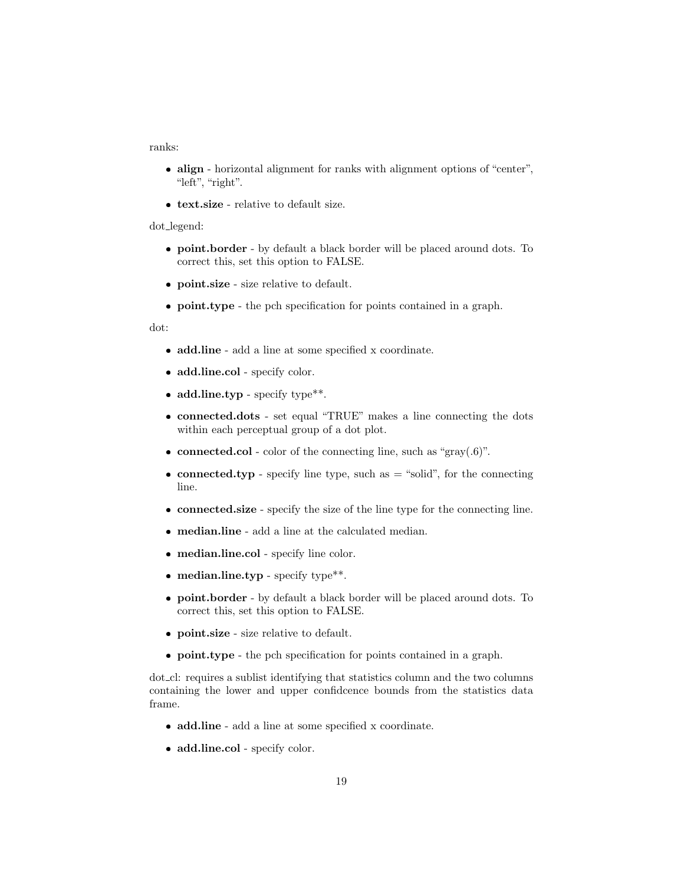ranks:

- **align** - horizontal alignment for ranks with alignment options of "center", "left", "right".
- **text.size** - relative to default size.

dot_legend:

- **point.border** - by default a black border will be placed around dots. To correct this, set this option to FALSE.
- **point.size** - size relative to default.
- **point.type** - the pch specification for points contained in a graph.

dot:

- **add.line** - add a line at some specified x coordinate.
- **add.line.col** - specify color.
- **add.line.typ** - specify type**.
- **connected.dots** - set equal "TRUE" makes a line connecting the dots within each perceptual group of a dot plot.
- **connected.col** - color of the connecting line, such as "gray(.6)".
- **connected.typ** - specify line type, such as = "solid", for the connecting line.
- **connected.size** - specify the size of the line type for the connecting line.
- **median.line** - add a line at the calculated median.
- **median.line.col** - specify line color.
- **median.line.typ** - specify type**.
- **point.border** - by default a black border will be placed around dots. To correct this, set this option to FALSE.
- **point.size** - size relative to default.
- **point.type** - the pch specification for points contained in a graph.

dot_cl: requires a sublist identifying that statistics column and the two columns containing the lower and upper confidcence bounds from the statistics data frame.

- **add.line** - add a line at some specified x coordinate.
- **add.line.col** - specify color.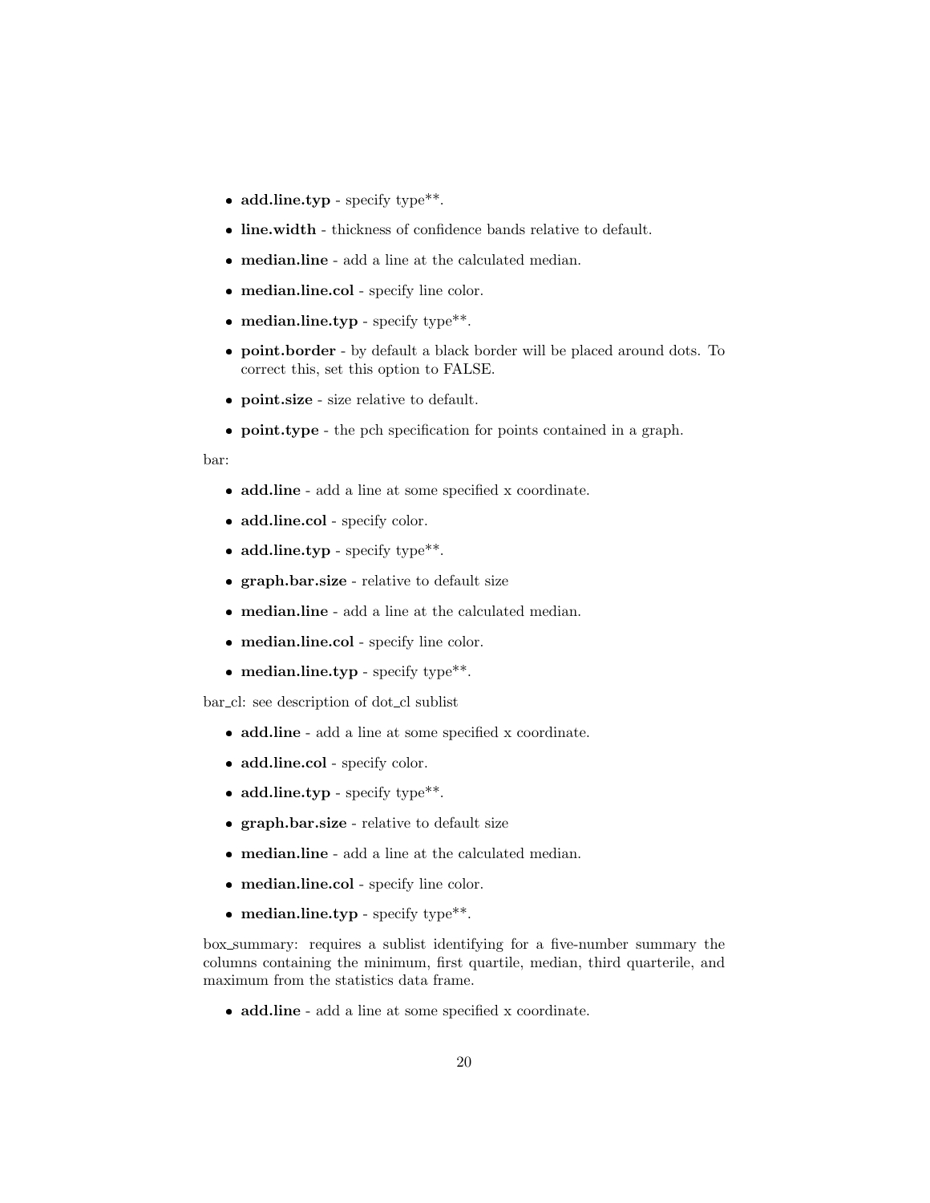- **add.line.typ** - specify type**.
- **line.width** - thickness of confidence bands relative to default.
- **median.line** - add a line at the calculated median.
- **median.line.col** - specify line color.
- **median.line.typ** - specify type**.
- **point.border** - by default a black border will be placed around dots. To correct this, set this option to FALSE.
- **point.size** - size relative to default.
- **point.type** - the pch specification for points contained in a graph.

bar:

- **add.line** - add a line at some specified x coordinate.
- **add.line.col** - specify color.
- **add.line.typ** - specify type**.
- **graph.bar.size** - relative to default size
- **median.line** - add a line at the calculated median.
- **median.line.col** - specify line color.
- **median.line.typ** - specify type**.

bar_cl: see description of dot_cl sublist

- **add.line** - add a line at some specified x coordinate.
- **add.line.col** - specify color.
- **add.line.typ** - specify type**.
- **graph.bar.size** - relative to default size
- **median.line** - add a line at the calculated median.
- **median.line.col** - specify line color.
- **median.line.typ** - specify type**.

box_summary: requires a sublist identifying for a five-number summary the columns containing the minimum, first quartile, median, third quarterile, and maximum from the statistics data frame.

- **add.line** - add a line at some specified x coordinate.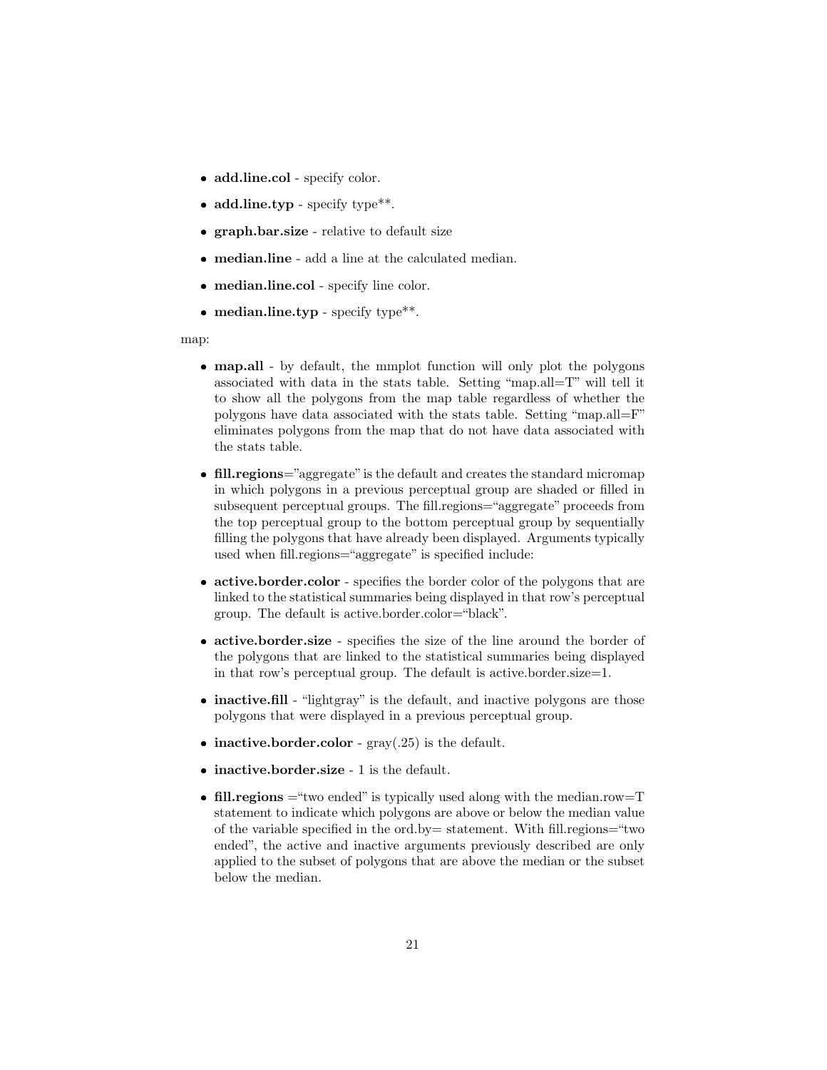- **add.line.col** - specify color.
- **add.line.typ** - specify type**.
- **graph.bar.size** - relative to default size
- **median.line** - add a line at the calculated median.
- **median.line.col** - specify line color.
- **median.line.typ** - specify type**.

map:

- **map.all** - by default, the mmplot function will only plot the polygons associated with data in the stats table. Setting "map.all=T" will tell it to show all the polygons from the map table regardless of whether the polygons have data associated with the stats table. Setting "map.all=F" eliminates polygons from the map that do not have data associated with the stats table.
- **fill.regions**="aggregate" is the default and creates the standard micromap in which polygons in a previous perceptual group are shaded or filled in subsequent perceptual groups. The fill.regions="aggregate" proceeds from the top perceptual group to the bottom perceptual group by sequentially filling the polygons that have already been displayed. Arguments typically used when fill.regions="aggregate" is specified include:
- **active.border.color** - specifies the border color of the polygons that are linked to the statistical summaries being displayed in that row's perceptual group. The default is active.border.color="black".
- **active.border.size** - specifies the size of the line around the border of the polygons that are linked to the statistical summaries being displayed in that row's perceptual group. The default is active.border.size=1.
- **inactive.fill** - "lightgray" is the default, and inactive polygons are those polygons that were displayed in a previous perceptual group.
- **inactive.border.color** - gray(.25) is the default.
- **inactive.border.size** - 1 is the default.
- **fill.regions** ="two ended" is typically used along with the median.row=T statement to indicate which polygons are above or below the median value of the variable specified in the ord.by= statement. With fill.regions="two ended", the active and inactive arguments previously described are only applied to the subset of polygons that are above the median or the subset below the median.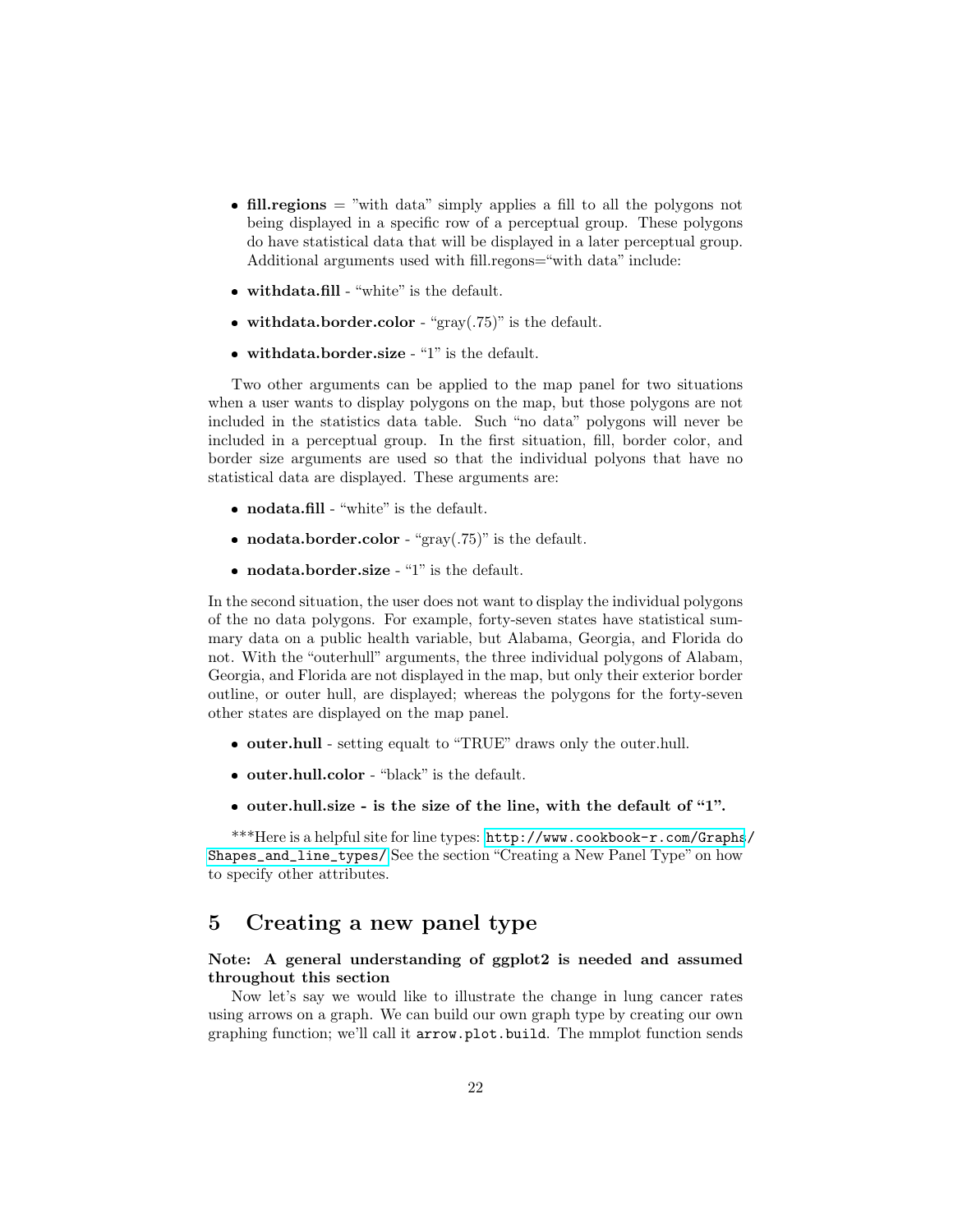- **fill.regions** = "with data" simply applies a fill to all the polygons not being displayed in a specific row of a perceptual group. These polygons do have statistical data that will be displayed in a later perceptual group. Additional arguments used with fill.regons="with data" include:
- **withdata.fill** - "white" is the default.
- **withdata.border.color** - "gray(.75)" is the default.
- **withdata.border.size** - "1" is the default.

Two other arguments can be applied to the map panel for two situations when a user wants to display polygons on the map, but those polygons are not included in the statistics data table. Such "no data" polygons will never be included in a perceptual group. In the first situation, fill, border color, and border size arguments are used so that the individual polyons that have no statistical data are displayed. These arguments are:

- **nodata.fill** - "white" is the default.
- **nodata.border.color** - "gray(.75)" is the default.
- **nodata.border.size** - "1" is the default.

In the second situation, the user does not want to display the individual polygons of the no data polygons. For example, forty-seven states have statistical summary data on a public health variable, but Alabama, Georgia, and Florida do not. With the "outerhull" arguments, the three individual polygons of Alabam, Georgia, and Florida are not displayed in the map, but only their exterior border outline, or outer hull, are displayed; whereas the polygons for the forty-seven other states are displayed on the map panel.

- **outer.hull** - setting equalt to "TRUE" draws only the outer.hull.
- **outer.hull.color** - "black" is the default.
- **outer.hull.size - is the size of the line, with the default of "1".**

***Here is a helpful site for line types: `http://www.cookbook-r.com/Graphs/Shapes_and_line_types/` See the section "Creating a New Panel Type" on how to specify other attributes.

## 5 Creating a new panel type

**Note: A general understanding of ggplot2 is needed and assumed throughout this section**

Now let's say we would like to illustrate the change in lung cancer rates using arrows on a graph. We can build our own graph type by creating our own graphing function; we'll call it `arrow.plot.build`. The mmplot function sends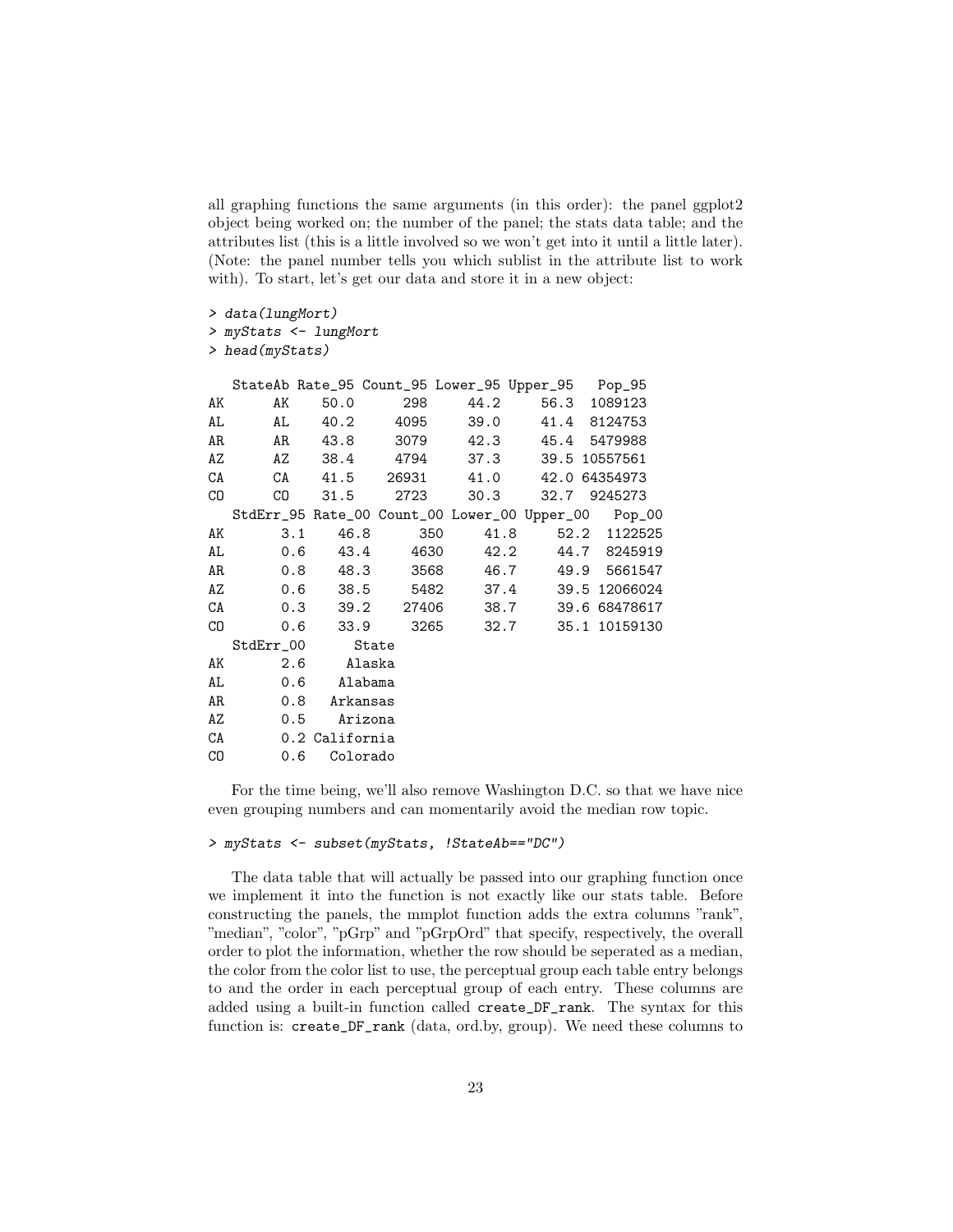all graphing functions the same arguments (in this order): the panel ggplot2 object being worked on; the number of the panel; the stats data table; and the attributes list (this is a little involved so we won't get into it until a little later). (Note: the panel number tells you which sublist in the attribute list to work with). To start, let's get our data and store it in a new object:

```
> data(lungMort)
> myStats <- lungMort
> head(myStats)

   StateAb Rate_95 Count_95 Lower_95 Upper_95   Pop_95
AK      AK    50.0      298     44.2     56.3  1089123
AL      AL    40.2     4095     39.0     41.4  8124753
AR      AR    43.8     3079     42.3     45.4  5479988
AZ      AZ    38.4     4794     37.3     39.5 10557561
CA      CA    41.5    26931     41.0     42.0 64354973
CO      CO    31.5     2723     30.3     32.7  9245273
   StdErr_95 Rate_00 Count_00 Lower_00 Upper_00   Pop_00
AK       3.1    46.8      350     41.8     52.2  1122525
AL       0.6    43.4     4630     42.2     44.7  8245919
AR       0.8    48.3     3568     46.7     49.9  5661547
AZ       0.6    38.5     5482     37.4     39.5 12066024
CA       0.3    39.2    27406     38.7     39.6 68478617
CO       0.6    33.9     3265     32.7     35.1 10159130
   StdErr_00      State
AK       2.6     Alaska
AL       0.6    Alabama
AR       0.8   Arkansas
AZ       0.5    Arizona
CA       0.2 California
CO       0.6   Colorado
```

For the time being, we'll also remove Washington D.C. so that we have nice even grouping numbers and can momentarily avoid the median row topic.

```
> myStats <- subset(myStats, !StateAb=="DC")
```

The data table that will actually be passed into our graphing function once we implement it into the function is not exactly like our stats table. Before constructing the panels, the mmplot function adds the extra columns "rank", "median", "color", "pGrp" and "pGrpOrd" that specify, respectively, the overall order to plot the information, whether the row should be seperated as a median, the color from the color list to use, the perceptual group each table entry belongs to and the order in each perceptual group of each entry. These columns are added using a built-in function called `create_DF_rank`. The syntax for this function is: `create_DF_rank (data, ord.by, group)`. We need these columns to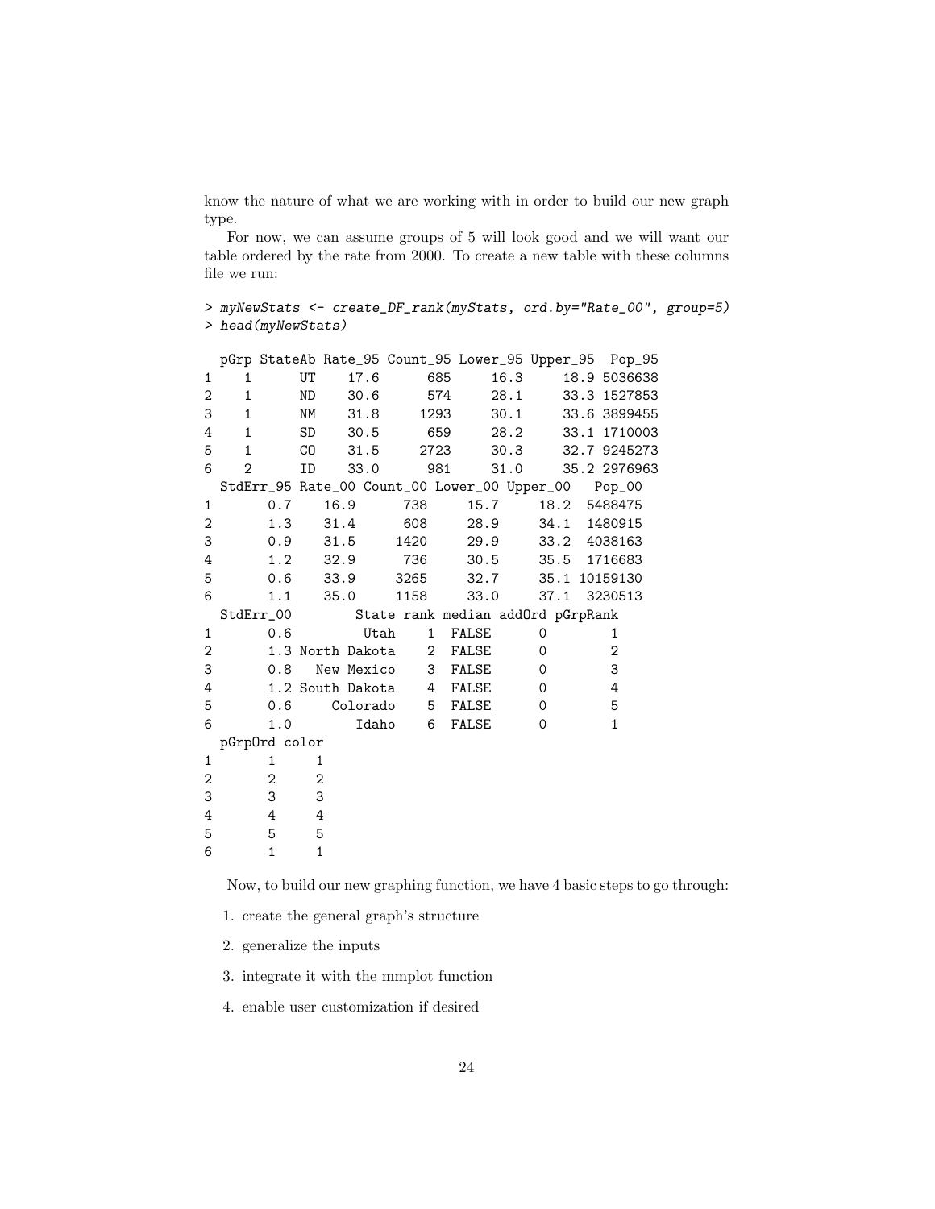know the nature of what we are working with in order to build our new graph type.

For now, we can assume groups of 5 will look good and we will want our table ordered by the rate from 2000. To create a new table with these columns file we run:

```
> myNewStats <- create_DF_rank(myStats, ord.by="Rate_00", group=5)
> head(myNewStats)

  pGrp StateAb Rate_95 Count_95 Lower_95 Upper_95  Pop_95
1    1      UT    17.6      685     16.3     18.9 5036638
2    1      ND    30.6      574     28.1     33.3 1527853
3    1      NM    31.8     1293     30.1     33.6 3899455
4    1      SD    30.5      659     28.2     33.1 1710003
5    1      CO    31.5     2723     30.3     32.7 9245273
6    2      ID    33.0      981     31.0     35.2 2976963
  StdErr_95 Rate_00 Count_00 Lower_00 Upper_00   Pop_00
1       0.7    16.9      738     15.7     18.2  5488475
2       1.3    31.4      608     28.9     34.1  1480915
3       0.9    31.5     1420     29.9     33.2  4038163
4       1.2    32.9      736     30.5     35.5  1716683
5       0.6    33.9     3265     32.7     35.1 10159130
6       1.1    35.0     1158     33.0     37.1  3230513
  StdErr_00        State rank median addOrd pGrpRank
1       0.6         Utah    1  FALSE      0        1
2       1.3 North Dakota    2  FALSE      0        2
3       0.8   New Mexico    3  FALSE      0        3
4       1.2 South Dakota    4  FALSE      0        4
5       0.6     Colorado    5  FALSE      0        5
6       1.0        Idaho    6  FALSE      0        1
  pGrpOrd color
1       1     1
2       2     2
3       3     3
4       4     4
5       5     5
6       1     1
```

Now, to build our new graphing function, we have 4 basic steps to go through:

1. create the general graph's structure
2. generalize the inputs
3. integrate it with the mmplot function
4. enable user customization if desired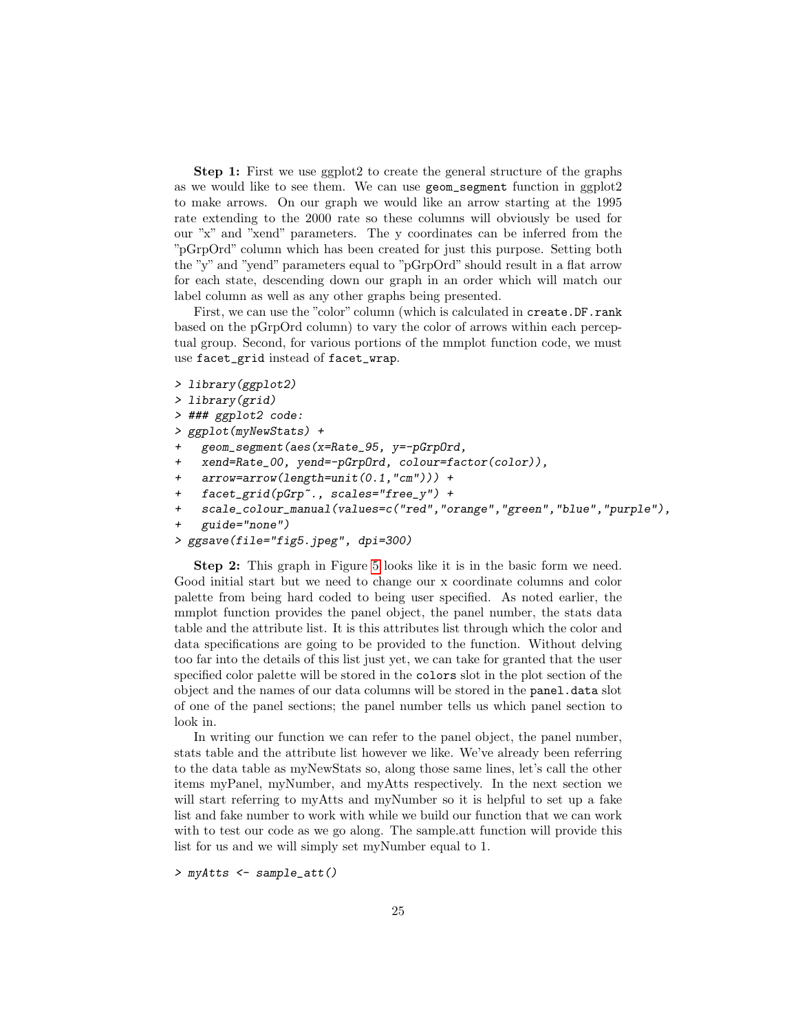**Step 1:** First we use ggplot2 to create the general structure of the graphs as we would like to see them. We can use `geom_segment` function in ggplot2 to make arrows. On our graph we would like an arrow starting at the 1995 rate extending to the 2000 rate so these columns will obviously be used for our "x" and "xend" parameters. The y coordinates can be inferred from the "pGrpOrd" column which has been created for just this purpose. Setting both the "y" and "yend" parameters equal to "pGrpOrd" should result in a flat arrow for each state, descending down our graph in an order which will match our label column as well as any other graphs being presented.

First, we can use the "color" column (which is calculated in `create.DF.rank` based on the pGrpOrd column) to vary the color of arrows within each perceptual group. Second, for various portions of the mmplot function code, we must use `facet_grid` instead of `facet_wrap`.

```
> library(ggplot2)
> library(grid)
> ### ggplot2 code:
> ggplot(myNewStats) +
+   geom_segment(aes(x=Rate_95, y=-pGrpOrd,
+   xend=Rate_00, yend=-pGrpOrd, colour=factor(color)),
+   arrow=arrow(length=unit(0.1,"cm"))) +
+   facet_grid(pGrp~., scales="free_y") +
+   scale_colour_manual(values=c("red","orange","green","blue","purple"),
+   guide="none")
> ggsave(file="fig5.jpeg", dpi=300)
```

**Step 2:** This graph in Figure 5 looks like it is in the basic form we need. Good initial start but we need to change our x coordinate columns and color palette from being hard coded to being user specified. As noted earlier, the mmplot function provides the panel object, the panel number, the stats data table and the attribute list. It is this attributes list through which the color and data specifications are going to be provided to the function. Without delving too far into the details of this list just yet, we can take for granted that the user specified color palette will be stored in the `colors` slot in the plot section of the object and the names of our data columns will be stored in the `panel.data` slot of one of the panel sections; the panel number tells us which panel section to look in.

In writing our function we can refer to the panel object, the panel number, stats table and the attribute list however we like. We've already been referring to the data table as myNewStats so, along those same lines, let's call the other items myPanel, myNumber, and myAtts respectively. In the next section we will start referring to myAtts and myNumber so it is helpful to set up a fake list and fake number to work with while we build our function that we can work with to test our code as we go along. The sample.att function will provide this list for us and we will simply set myNumber equal to 1.

```
> myAtts <- sample_att()
```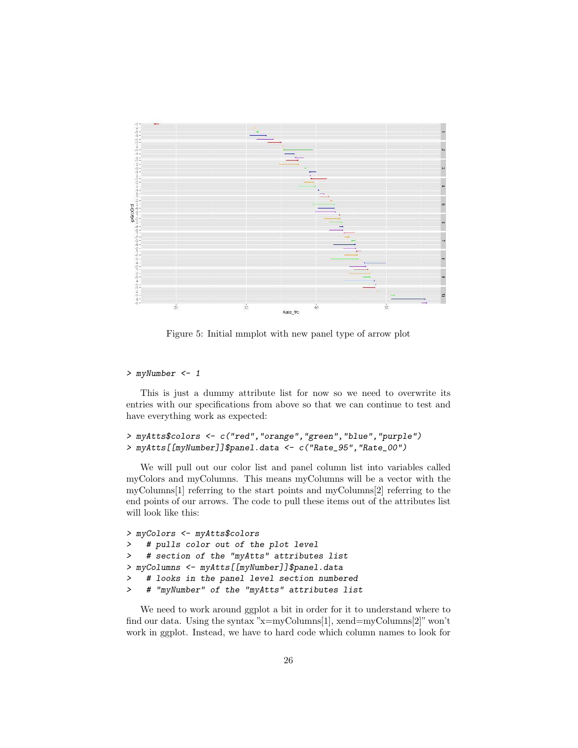Figure 5: Initial mmplot with new panel type of arrow plot

```
> myNumber <- 1
```

This is just a dummy attribute list for now so we need to overwrite its entries with our specifications from above so that we can continue to test and have everything work as expected:

```
> myAtts$colors <- c("red","orange","green","blue","purple")
> myAtts[[myNumber]]$panel.data <- c("Rate_95","Rate_00")
```

We will pull out our color list and panel column list into variables called myColors and myColumns. This means myColumns will be a vector with the myColumns[1] referring to the start points and myColumns[2] referring to the end points of our arrows. The code to pull these items out of the attributes list will look like this:

```
> myColors <- myAtts$colors
>   # pulls color out of the plot level
>   # section of the "myAtts" attributes list
> myColumns <- myAtts[[myNumber]]$panel.data
>   # looks in the panel level section numbered
>   # "myNumber" of the "myAtts" attributes list
```

We need to work around ggplot a bit in order for it to understand where to find our data. Using the syntax "x=myColumns[1], xend=myColumns[2]" won't work in ggplot. Instead, we have to hard code which column names to look for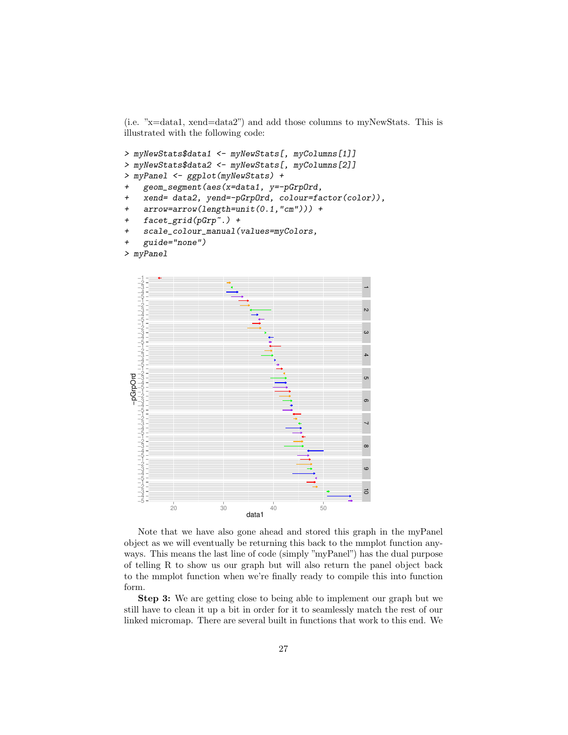(i.e. "x=data1, xend=data2") and add those columns to myNewStats. This is illustrated with the following code:

```
> myNewStats$data1 <- myNewStats[, myColumns[1]]
> myNewStats$data2 <- myNewStats[, myColumns[2]]
> myPanel <- ggplot(myNewStats) +
+   geom_segment(aes(x=data1, y=-pGrpOrd,
+   xend= data2, yend=-pGrpOrd, colour=factor(color)),
+   arrow=arrow(length=unit(0.1,"cm"))) +
+   facet_grid(pGrp~.) +
+   scale_colour_manual(values=myColors,
+   guide="none")
> myPanel
```

Note that we have also gone ahead and stored this graph in the myPanel object as we will eventually be returning this back to the mmplot function anyways. This means the last line of code (simply "myPanel") has the dual purpose of telling R to show us our graph but will also return the panel object back to the mmplot function when we're finally ready to compile this into function form.

**Step 3:** We are getting close to being able to implement our graph but we still have to clean it up a bit in order for it to seamlessly match the rest of our linked micromap. There are several built in functions that work to this end. We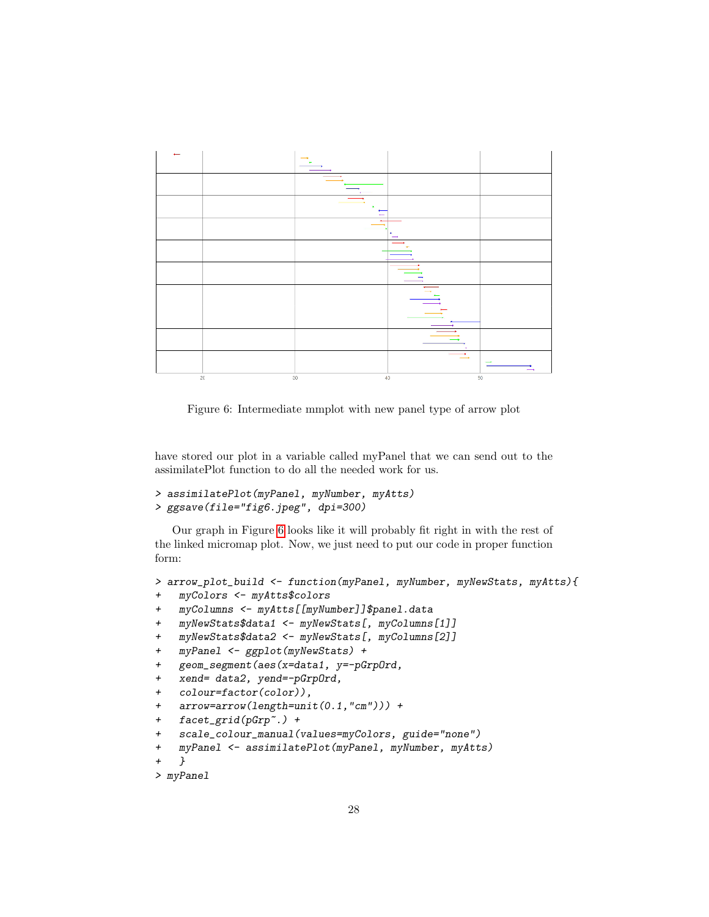Figure 6: Intermediate mmplot with new panel type of arrow plot

have stored our plot in a variable called myPanel that we can send out to the assimilatePlot function to do all the needed work for us.

```
> assimilatePlot(myPanel, myNumber, myAtts)
> ggsave(file="fig6.jpeg", dpi=300)
```

Our graph in Figure 6 looks like it will probably fit right in with the rest of the linked micromap plot. Now, we just need to put our code in proper function form:

```
> arrow_plot_build <- function(myPanel, myNumber, myNewStats, myAtts){
+   myColors <- myAtts$colors
+   myColumns <- myAtts[[myNumber]]$panel.data
+   myNewStats$data1 <- myNewStats[, myColumns[1]]
+   myNewStats$data2 <- myNewStats[, myColumns[2]]
+   myPanel <- ggplot(myNewStats) +
+   geom_segment(aes(x=data1, y=-pGrpOrd,
+   xend= data2, yend=-pGrpOrd,
+   colour=factor(color)),
+   arrow=arrow(length=unit(0.1,"cm"))) +
+   facet_grid(pGrp~.) +
+   scale_colour_manual(values=myColors, guide="none")
+   myPanel <- assimilatePlot(myPanel, myNumber, myAtts)
+   }
> myPanel
```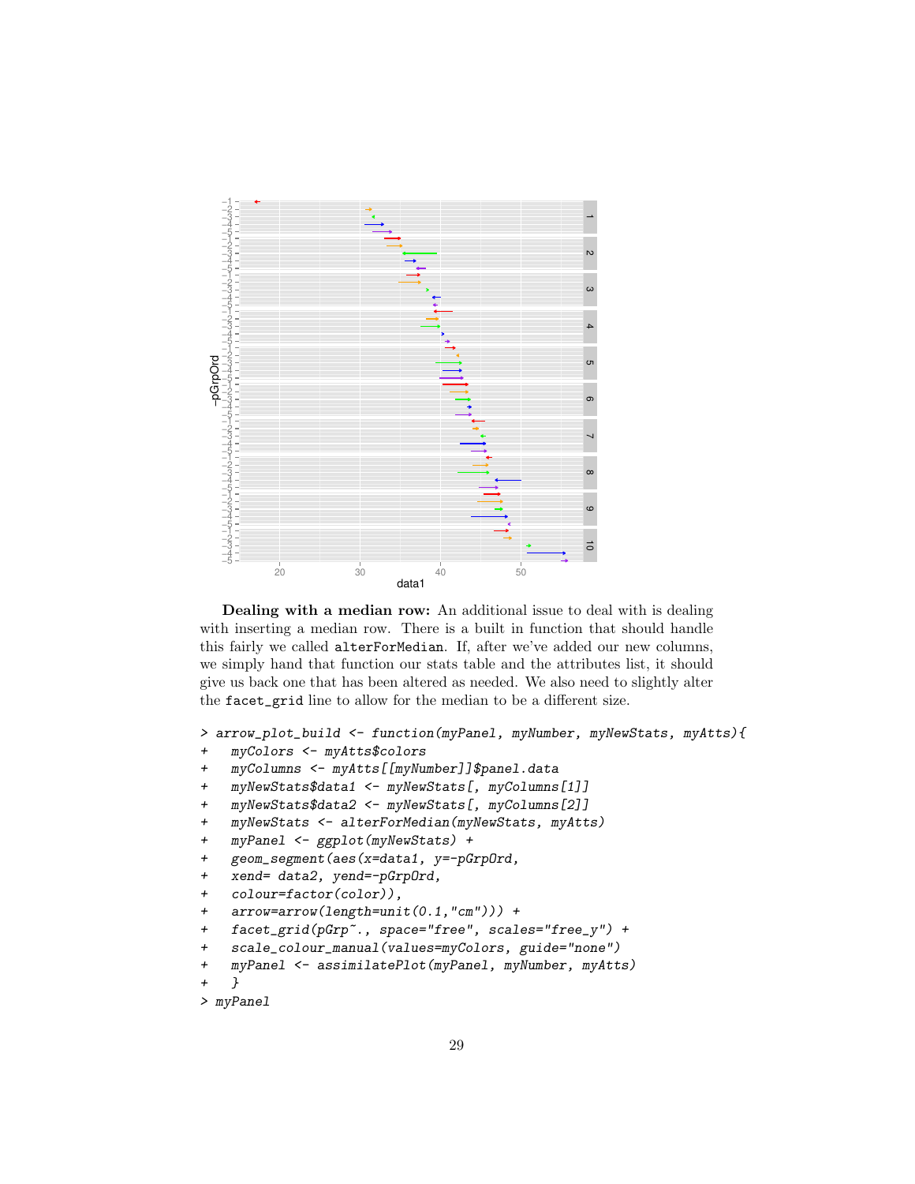**Dealing with a median row:** An additional issue to deal with is dealing with inserting a median row. There is a built in function that should handle this fairly we called `alterForMedian`. If, after we've added our new columns, we simply hand that function our stats table and the attributes list, it should give us back one that has been altered as needed. We also need to slightly alter the `facet_grid` line to allow for the median to be a different size.

```
> arrow_plot_build <- function(myPanel, myNumber, myNewStats, myAtts){
+   myColors <- myAtts$colors
+   myColumns <- myAtts[[myNumber]]$panel.data
+   myNewStats$data1 <- myNewStats[, myColumns[1]]
+   myNewStats$data2 <- myNewStats[, myColumns[2]]
+   myNewStats <- alterForMedian(myNewStats, myAtts)
+   myPanel <- ggplot(myNewStats) +
+   geom_segment(aes(x=data1, y=-pGrpOrd,
+   xend= data2, yend=-pGrpOrd,
+   colour=factor(color)),
+   arrow=arrow(length=unit(0.1,"cm"))) +
+   facet_grid(pGrp~., space="free", scales="free_y") +
+   scale_colour_manual(values=myColors, guide="none")
+   myPanel <- assimilatePlot(myPanel, myNumber, myAtts)
+   }
> myPanel
```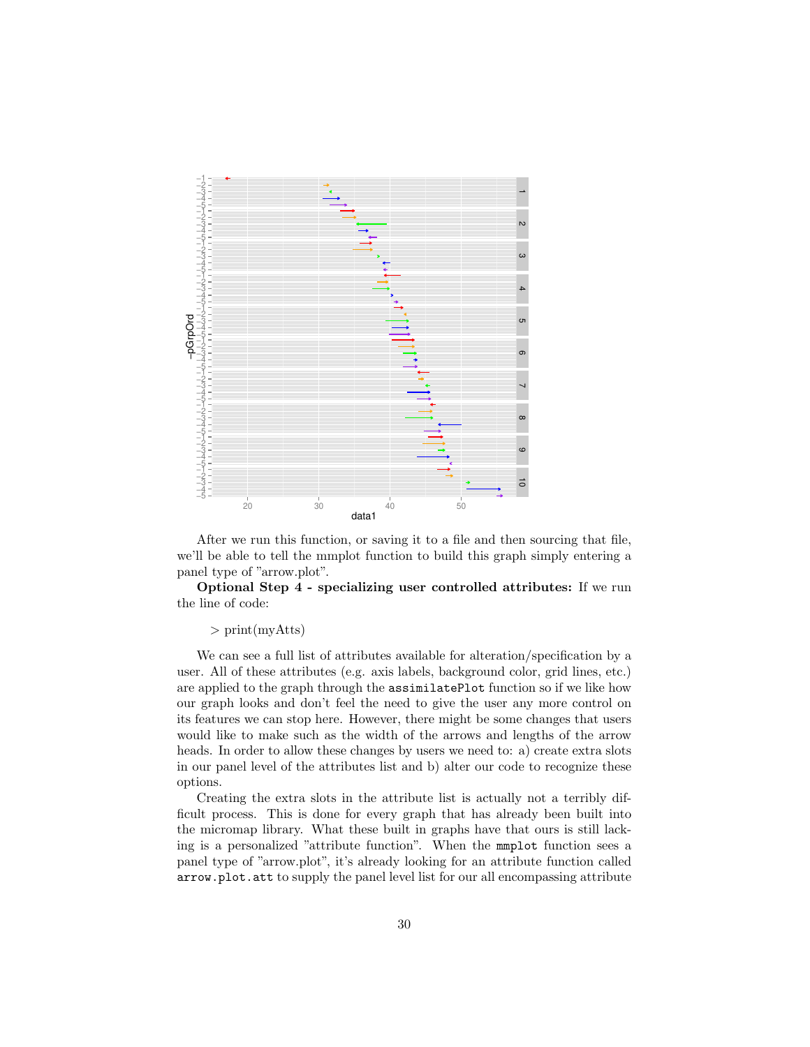After we run this function, or saving it to a file and then sourcing that file, we'll be able to tell the mmplot function to build this graph simply entering a panel type of "arrow.plot".

**Optional Step 4 - specializing user controlled attributes:** If we run the line of code:

> print(myAtts)

We can see a full list of attributes available for alteration/specification by a user. All of these attributes (e.g. axis labels, background color, grid lines, etc.) are applied to the graph through the `assimilatePlot` function so if we like how our graph looks and don't feel the need to give the user any more control on its features we can stop here. However, there might be some changes that users would like to make such as the width of the arrows and lengths of the arrow heads. In order to allow these changes by users we need to: a) create extra slots in our panel level of the attributes list and b) alter our code to recognize these options.

Creating the extra slots in the attribute list is actually not a terribly difficult process. This is done for every graph that has already been built into the micromap library. What these built in graphs have that ours is still lacking is a personalized "attribute function". When the `mmplot` function sees a panel type of "arrow.plot", it's already looking for an attribute function called `arrow.plot.att` to supply the panel level list for our all encompassing attribute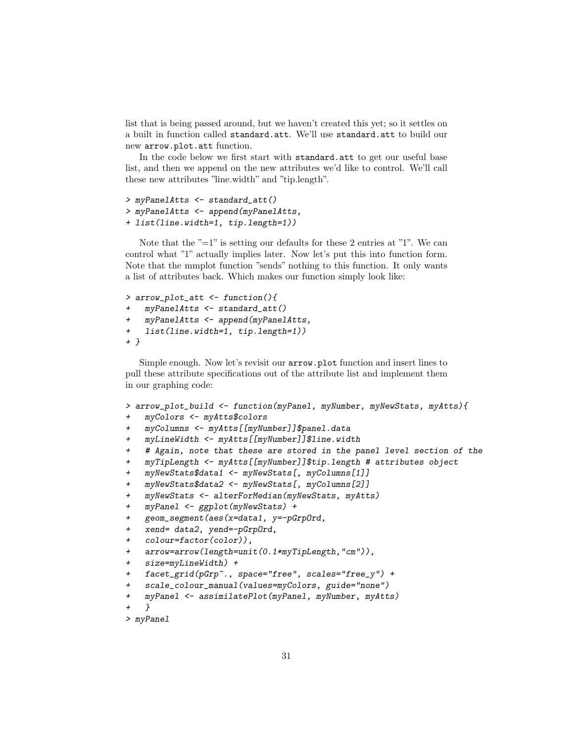list that is being passed around, but we haven't created this yet; so it settles on a built in function called `standard.att`. We'll use `standard.att` to build our new `arrow.plot.att` function.

In the code below we first start with `standard.att` to get our useful base list, and then we append on the new attributes we'd like to control. We'll call these new attributes "line.width" and "tip.length".

```
> myPanelAtts <- standard_att()
> myPanelAtts <- append(myPanelAtts,
+ list(line.width=1, tip.length=1))
```

Note that the "=1" is setting our defaults for these 2 entries at "1". We can control what "1" actually implies later. Now let's put this into function form. Note that the mmplot function "sends" nothing to this function. It only wants a list of attributes back. Which makes our function simply look like:

```
> arrow_plot_att <- function(){
+   myPanelAtts <- standard_att()
+   myPanelAtts <- append(myPanelAtts,
+   list(line.width=1, tip.length=1))
+ }
```

Simple enough. Now let's revisit our `arrow.plot` function and insert lines to pull these attribute specifications out of the attribute list and implement them in our graphing code:

```
> arrow_plot_build <- function(myPanel, myNumber, myNewStats, myAtts){
+   myColors <- myAtts$colors
+   myColumns <- myAtts[[myNumber]]$panel.data
+   myLineWidth <- myAtts[[myNumber]]$line.width
+   # Again, note that these are stored in the panel level section of the
+   myTipLength <- myAtts[[myNumber]]$tip.length # attributes object
+   myNewStats$data1 <- myNewStats[, myColumns[1]]
+   myNewStats$data2 <- myNewStats[, myColumns[2]]
+   myNewStats <- alterForMedian(myNewStats, myAtts)
+   myPanel <- ggplot(myNewStats) +
+   geom_segment(aes(x=data1, y=-pGrpOrd,
+   xend= data2, yend=-pGrpOrd,
+   colour=factor(color)),
+   arrow=arrow(length=unit(0.1*myTipLength,"cm")),
+   size=myLineWidth) +
+   facet_grid(pGrp~., space="free", scales="free_y") +
+   scale_colour_manual(values=myColors, guide="none")
+   myPanel <- assimilatePlot(myPanel, myNumber, myAtts)
+   }
> myPanel
```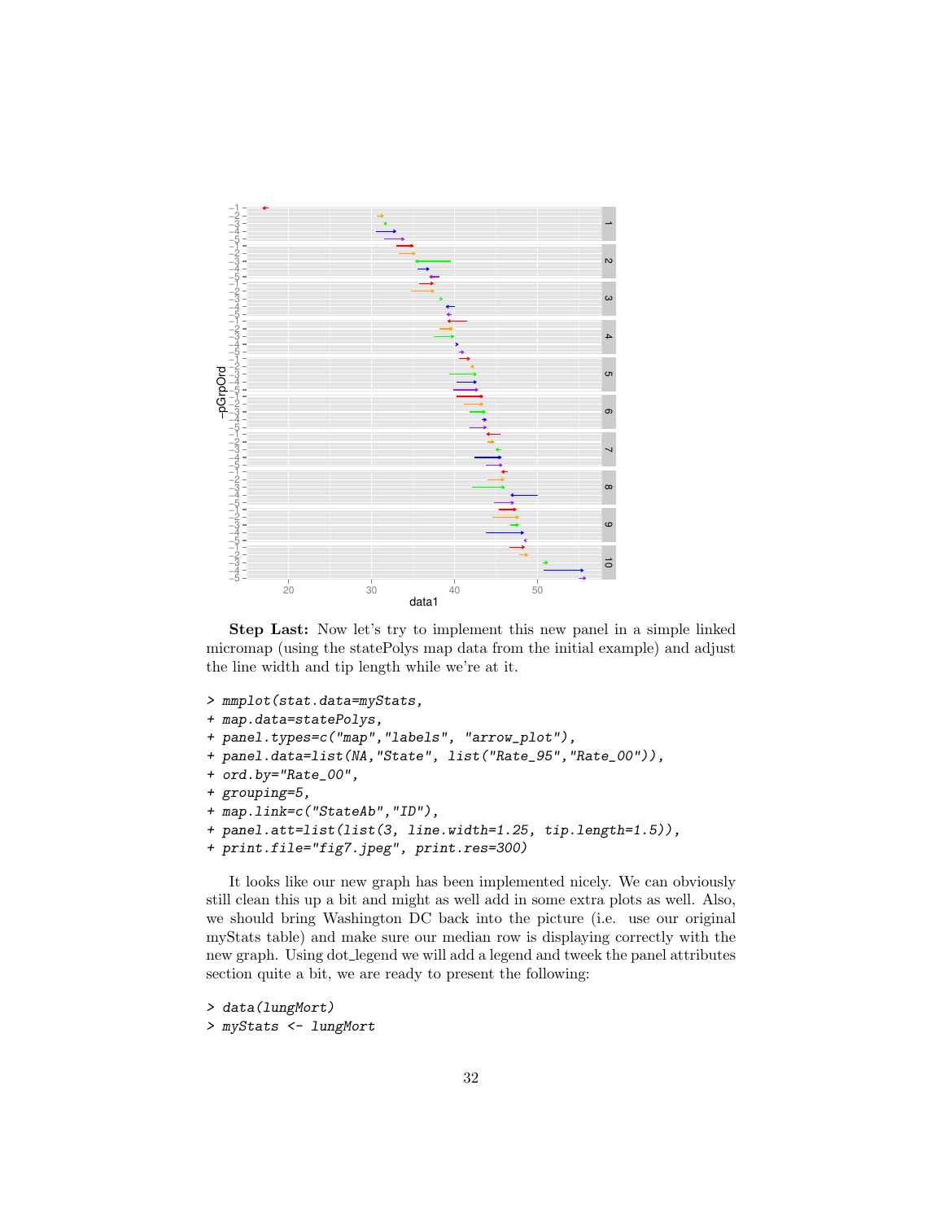**Step Last:** Now let's try to implement this new panel in a simple linked micromap (using the statePolys map data from the initial example) and adjust the line width and tip length while we're at it.

```
> mmplot(stat.data=myStats,
+ map.data=statePolys,
+ panel.types=c("map","labels", "arrow_plot"),
+ panel.data=list(NA,"State", list("Rate_95","Rate_00")),
+ ord.by="Rate_00",
+ grouping=5,
+ map.link=c("StateAb","ID"),
+ panel.att=list(list(3, line.width=1.25, tip.length=1.5)),
+ print.file="fig7.jpeg", print.res=300)
```

It looks like our new graph has been implemented nicely. We can obviously still clean this up a bit and might as well add in some extra plots as well. Also, we should bring Washington DC back into the picture (i.e. use our original myStats table) and make sure our median row is displaying correctly with the new graph. Using dot_legend we will add a legend and tweek the panel attributes section quite a bit, we are ready to present the following:

```
> data(lungMort)
> myStats <- lungMort
```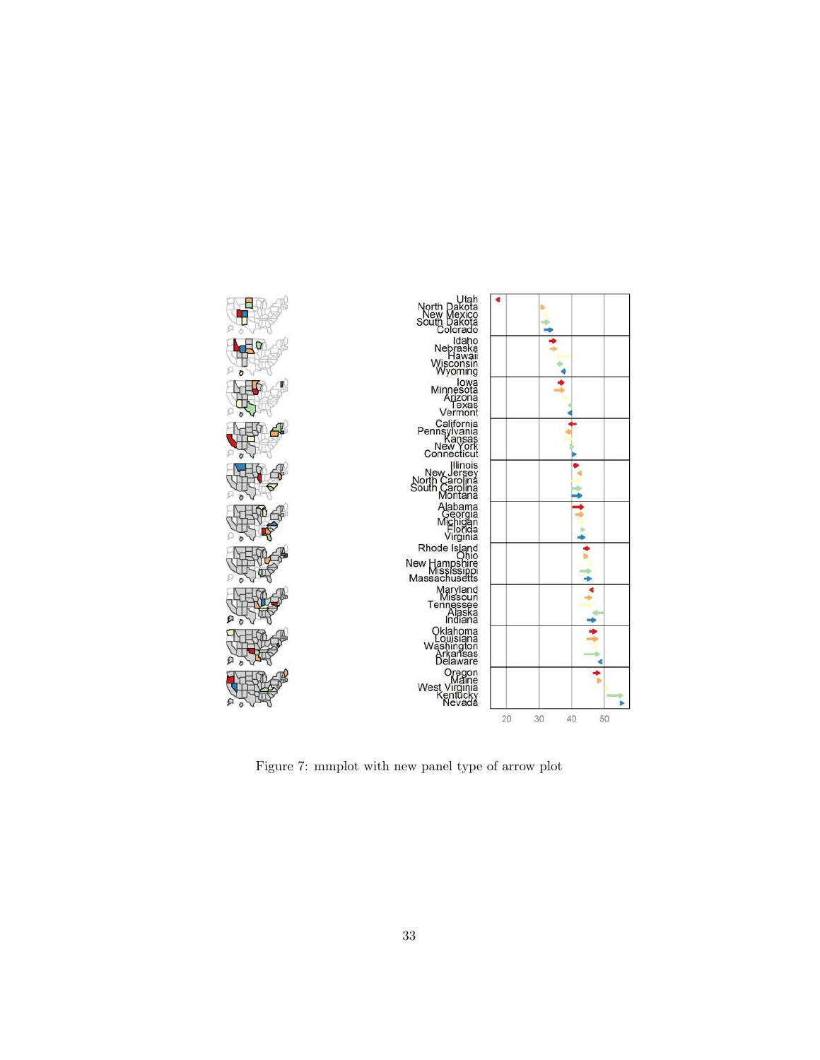Figure 7: mmplot with new panel type of arrow plot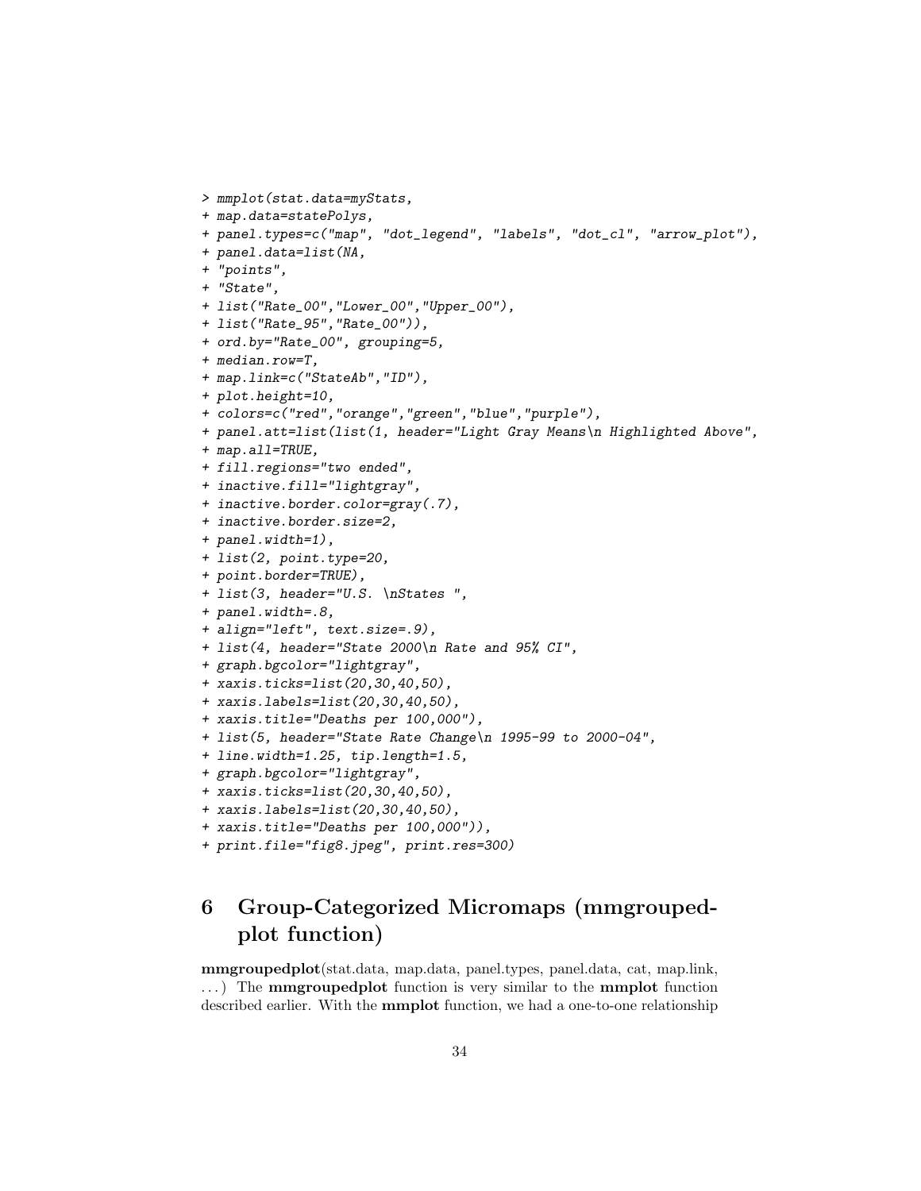```
> mmplot(stat.data=myStats,
+ map.data=statePolys,
+ panel.types=c("map", "dot_legend", "labels", "dot_cl", "arrow_plot"),
+ panel.data=list(NA,
+ "points",
+ "State",
+ list("Rate_00","Lower_00","Upper_00"),
+ list("Rate_95","Rate_00")),
+ ord.by="Rate_00", grouping=5,
+ median.row=T,
+ map.link=c("StateAb","ID"),
+ plot.height=10,
+ colors=c("red","orange","green","blue","purple"),
+ panel.att=list(list(1, header="Light Gray Means\n Highlighted Above",
+ map.all=TRUE,
+ fill.regions="two ended",
+ inactive.fill="lightgray",
+ inactive.border.color=gray(.7),
+ inactive.border.size=2,
+ panel.width=1),
+ list(2, point.type=20,
+ point.border=TRUE),
+ list(3, header="U.S. \nStates ",
+ panel.width=.8,
+ align="left", text.size=.9),
+ list(4, header="State 2000\n Rate and 95% CI",
+ graph.bgcolor="lightgray",
+ xaxis.ticks=list(20,30,40,50),
+ xaxis.labels=list(20,30,40,50),
+ xaxis.title="Deaths per 100,000"),
+ list(5, header="State Rate Change\n 1995-99 to 2000-04",
+ line.width=1.25, tip.length=1.5,
+ graph.bgcolor="lightgray",
+ xaxis.ticks=list(20,30,40,50),
+ xaxis.labels=list(20,30,40,50),
+ xaxis.title="Deaths per 100,000")),
+ print.file="fig8.jpeg", print.res=300)
```

# 6 Group-Categorized Micromaps (mmgroupedplot function)

**mmgroupedplot**(stat.data, map.data, panel.types, panel.data, cat, map.link, ...) The **mmgroupedplot** function is very similar to the **mmplot** function described earlier. With the **mmplot** function, we had a one-to-one relationship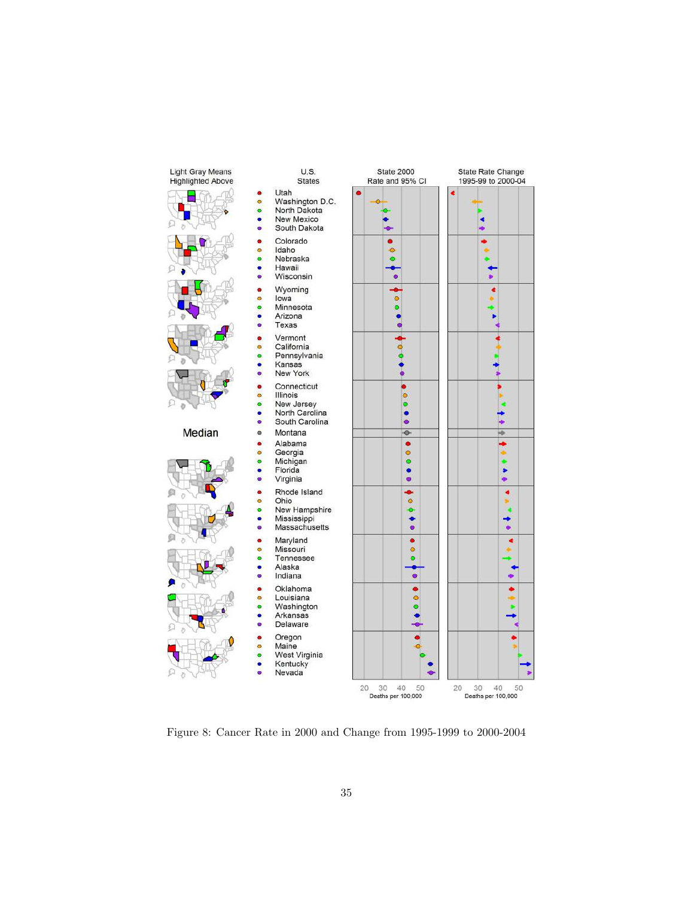| Light Gray Means Highlighted Above | U.S. States | State 2000 Rate and 95% CI | State Rate Change 1995-99 to 2000-04 |
|---|---|---|---|
| | Utah | | |
| | Washington D.C. | | |
| | North Dakota | | |
| | New Mexico | | |
| | South Dakota | | |
| | Colorado | | |
| | Idaho | | |
| | Nebraska | | |
| | Hawaii | | |
| | Wisconsin | | |
| | Wyoming | | |
| | Iowa | | |
| | Minnesota | | |
| | Arizona | | |
| | Texas | | |
| | Vermont | | |
| | California | | |
| | Pennsylvania | | |
| | Kansas | | |
| | New York | | |
| | Connecticut | | |
| | Illinois | | |
| | New Jersey | | |
| | North Carolina | | |
| | South Carolina | | |
| Median | Montana | | |
| | Alabama | | |
| | Georgia | | |
| | Michigan | | |
| | Florida | | |
| | Virginia | | |
| | Rhode Island | | |
| | Ohio | | |
| | New Hampshire | | |
| | Mississippi | | |
| | Massachusetts | | |
| | Maryland | | |
| | Missouri | | |
| | Tennessee | | |
| | Alaska | | |
| | Indiana | | |
| | Oklahoma | | |
| | Louisiana | | |
| | Washington | | |
| | Arkansas | | |
| | Delaware | | |
| | Oregon | | |
| | Maine | | |
| | West Virginia | | |
| | Kentucky | | |
| | Nevada | | |
| | | 20 30 40 50 Deaths per 100,000 | 20 30 40 50 Deaths per 100,000 |

Figure 8: Cancer Rate in 2000 and Change from 1995-1999 to 2000-2004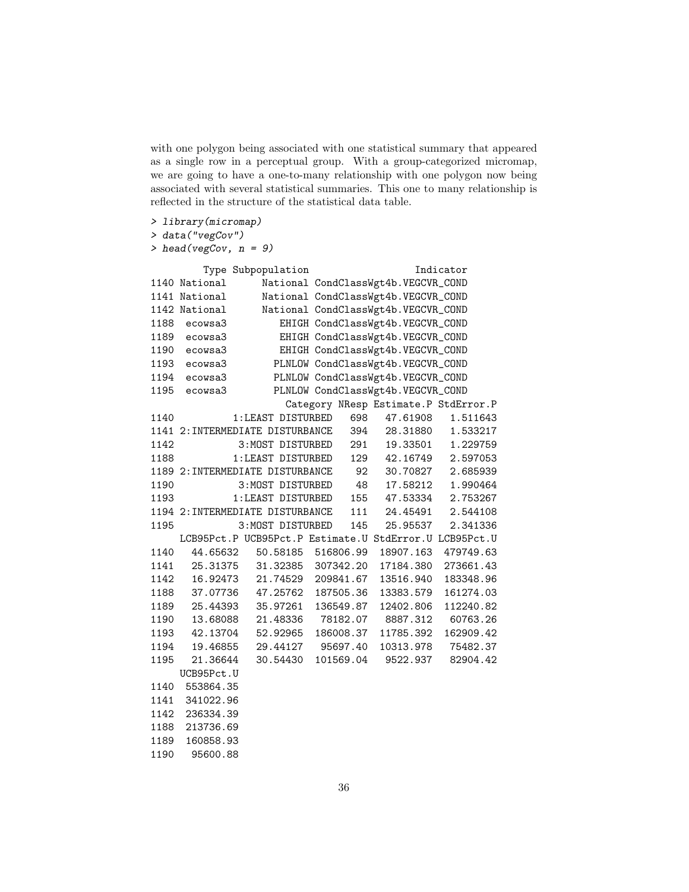with one polygon being associated with one statistical summary that appeared as a single row in a perceptual group. With a group-categorized micromap, we are going to have a one-to-many relationship with one polygon now being associated with several statistical summaries. This one to many relationship is reflected in the structure of the statistical data table.

```
> library(micromap)
> data("vegCov")
> head(vegCov, n = 9)

         Type Subpopulation                  Indicator
1140 National      National CondClassWgt4b.VEGCVR_COND
1141 National      National CondClassWgt4b.VEGCVR_COND
1142 National      National CondClassWgt4b.VEGCVR_COND
1188  ecowsa3         EHIGH CondClassWgt4b.VEGCVR_COND
1189  ecowsa3         EHIGH CondClassWgt4b.VEGCVR_COND
1190  ecowsa3         EHIGH CondClassWgt4b.VEGCVR_COND
1193  ecowsa3        PLNLOW CondClassWgt4b.VEGCVR_COND
1194  ecowsa3        PLNLOW CondClassWgt4b.VEGCVR_COND
1195  ecowsa3        PLNLOW CondClassWgt4b.VEGCVR_COND
                       Category NResp Estimate.P StdError.P
1140          1:LEAST DISTURBED   698   47.61908   1.511643
1141 2:INTERMEDIATE DISTURBANCE   394   28.31880   1.533217
1142           3:MOST DISTURBED   291   19.33501   1.229759
1188          1:LEAST DISTURBED   129   42.16749   2.597053
1189 2:INTERMEDIATE DISTURBANCE    92   30.70827   2.685939
1190           3:MOST DISTURBED    48   17.58212   1.990464
1193          1:LEAST DISTURBED   155   47.53334   2.753267
1194 2:INTERMEDIATE DISTURBANCE   111   24.45491   2.544108
1195           3:MOST DISTURBED   145   25.95537   2.341336
     LCB95Pct.P UCB95Pct.P Estimate.U StdError.U LCB95Pct.U
1140   44.65632   50.58185  516806.99  18907.163  479749.63
1141   25.31375   31.32385  307342.20  17184.380  273661.43
1142   16.92473   21.74529  209841.67  13516.940  183348.96
1188   37.07736   47.25762  187505.36  13383.579  161274.03
1189   25.44393   35.97261  136549.87  12402.806  112240.82
1190   13.68088   21.48336   78182.07   8887.312   60763.26
1193   42.13704   52.92965  186008.37  11785.392  162909.42
1194   19.46855   29.44127   95697.40  10313.978   75482.37
1195   21.36644   30.54430  101569.04   9522.937   82904.42
     UCB95Pct.U
1140  553864.35
1141  341022.96
1142  236334.39
1188  213736.69
1189  160858.93
1190   95600.88
```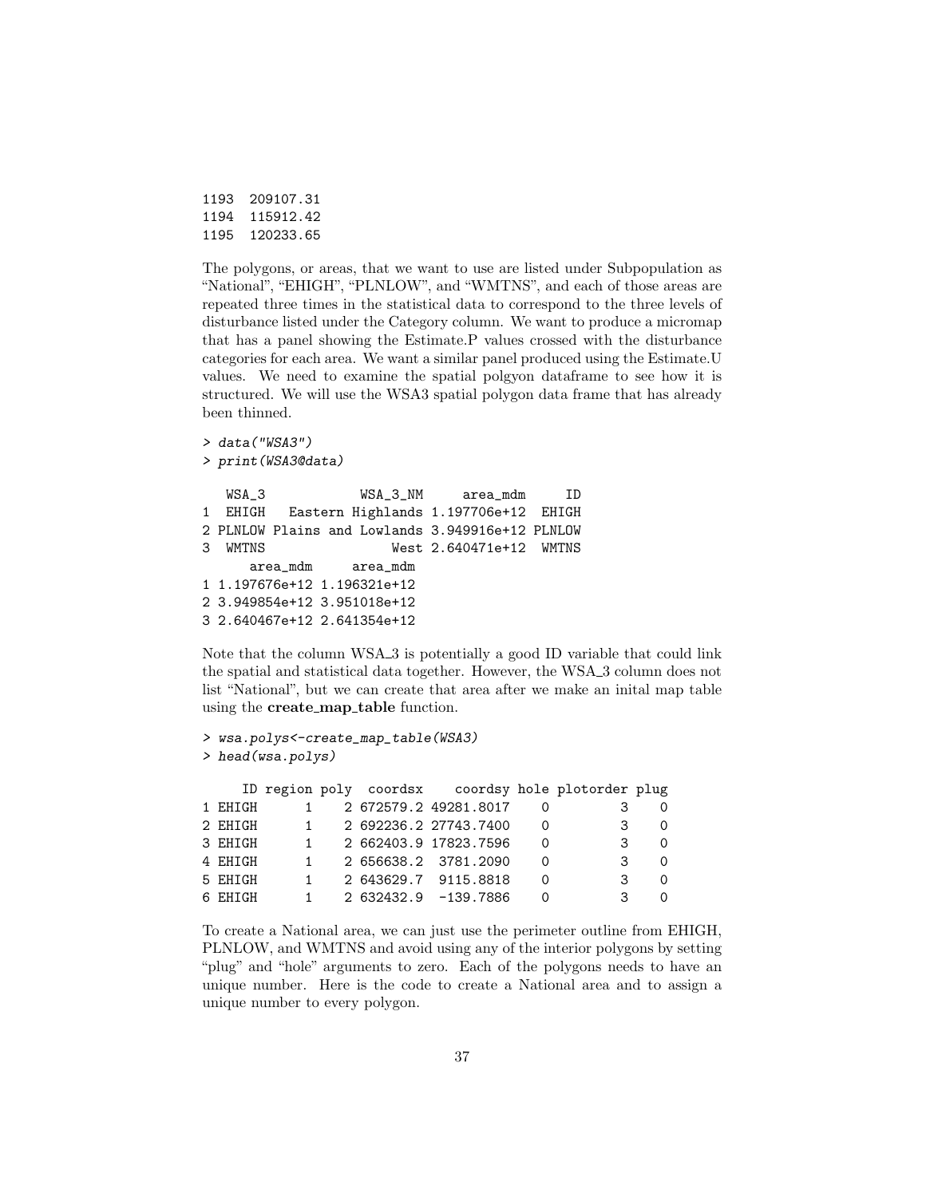```
1193  209107.31
1194  115912.42
1195  120233.65
```

The polygons, or areas, that we want to use are listed under Subpopulation as "National", "EHIGH", "PLNLOW", and "WMTNS", and each of those areas are repeated three times in the statistical data to correspond to the three levels of disturbance listed under the Category column. We want to produce a micromap that has a panel showing the Estimate.P values crossed with the disturbance categories for each area. We want a similar panel produced using the Estimate.U values. We need to examine the spatial polgyon dataframe to see how it is structured. We will use the WSA3 spatial polygon data frame that has already been thinned.

```
> data("WSA3")
> print(WSA3@data)

   WSA_3             WSA_3_NM     area_mdm     ID
1  EHIGH   Eastern Highlands 1.197706e+12  EHIGH
2 PLNLOW Plains and Lowlands 3.949916e+12 PLNLOW
3  WMTNS                West 2.640471e+12  WMTNS
      area_mdm     area_mdm
1 1.197676e+12 1.196321e+12
2 3.949854e+12 3.951018e+12
3 2.640467e+12 2.641354e+12
```

Note that the column WSA_3 is potentially a good ID variable that could link the spatial and statistical data together. However, the WSA_3 column does not list "National", but we can create that area after we make an inital map table using the **create_map_table** function.

```
> wsa.polys<-create_map_table(WSA3)
> head(wsa.polys)

     ID region poly  coordsx     coordsy hole plotorder plug
1 EHIGH      1    2 672579.2 49281.8017    0         3    0
2 EHIGH      1    2 692236.2 27743.7400    0         3    0
3 EHIGH      1    2 662403.9 17823.7596    0         3    0
4 EHIGH      1    2 656638.2  3781.2090    0         3    0
5 EHIGH      1    2 643629.7  9115.8818    0         3    0
6 EHIGH      1    2 632432.9  -139.7886    0         3    0
```

To create a National area, we can just use the perimeter outline from EHIGH, PLNLOW, and WMTNS and avoid using any of the interior polygons by setting "plug" and "hole" arguments to zero. Each of the polygons needs to have an unique number. Here is the code to create a National area and to assign a unique number to every polygon.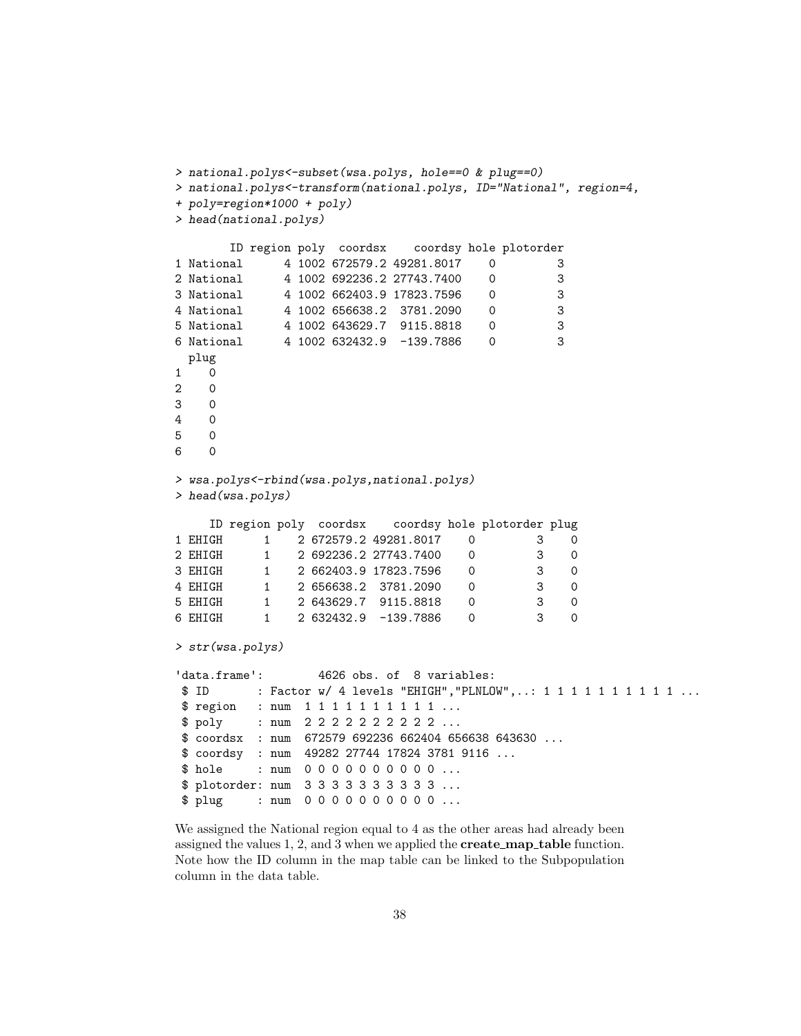```
> national.polys<-subset(wsa.polys, hole==0 & plug==0)
> national.polys<-transform(national.polys, ID="National", region=4,
+ poly=region*1000 + poly)
> head(national.polys)

        ID region poly  coordsx    coordsy hole plotorder
1 National      4 1002 672579.2 49281.8017    0         3
2 National      4 1002 692236.2 27743.7400    0         3
3 National      4 1002 662403.9 17823.7596    0         3
4 National      4 1002 656638.2  3781.2090    0         3
5 National      4 1002 643629.7  9115.8818    0         3
6 National      4 1002 632432.9  -139.7886    0         3
  plug
1    0
2    0
3    0
4    0
5    0
6    0

> wsa.polys<-rbind(wsa.polys,national.polys)
> head(wsa.polys)

     ID region poly  coordsx    coordsy hole plotorder plug
1 EHIGH      1    2 672579.2 49281.8017    0         3    0
2 EHIGH      1    2 692236.2 27743.7400    0         3    0
3 EHIGH      1    2 662403.9 17823.7596    0         3    0
4 EHIGH      1    2 656638.2  3781.2090    0         3    0
5 EHIGH      1    2 643629.7  9115.8818    0         3    0
6 EHIGH      1    2 632432.9  -139.7886    0         3    0

> str(wsa.polys)

'data.frame':        4626 obs. of  8 variables:
 $ ID       : Factor w/ 4 levels "EHIGH","PLNLOW",..: 1 1 1 1 1 1 1 1 1 1 ...
 $ region   : num  1 1 1 1 1 1 1 1 1 1 ...
 $ poly     : num  2 2 2 2 2 2 2 2 2 2 ...
 $ coordsx  : num  672579 692236 662404 656638 643630 ...
 $ coordsy  : num  49282 27744 17824 3781 9116 ...
 $ hole     : num  0 0 0 0 0 0 0 0 0 0 ...
 $ plotorder: num  3 3 3 3 3 3 3 3 3 3 ...
 $ plug     : num  0 0 0 0 0 0 0 0 0 0 ...
```

We assigned the National region equal to 4 as the other areas had already been assigned the values 1, 2, and 3 when we applied the **create_map_table** function. Note how the ID column in the map table can be linked to the Subpopulation column in the data table.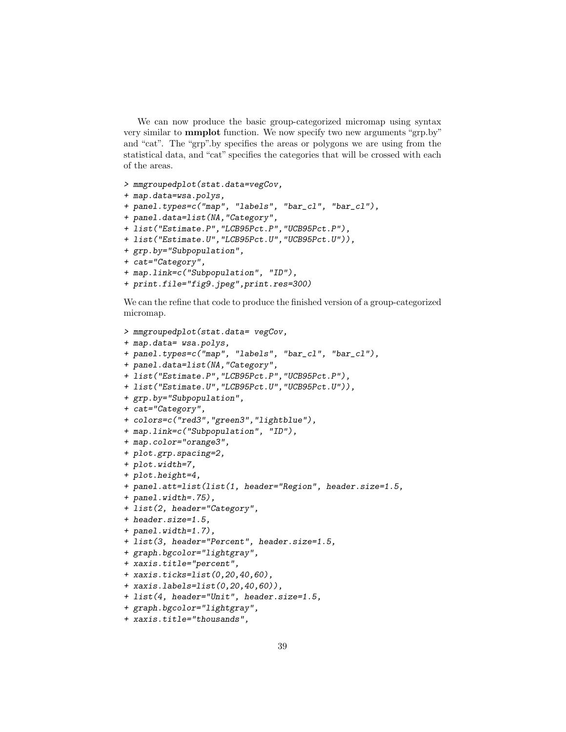We can now produce the basic group-categorized micromap using syntax very similar to **mmplot** function. We now specify two new arguments “grp.by” and “cat”. The “grp”.by specifies the areas or polygons we are using from the statistical data, and “cat” specifies the categories that will be crossed with each of the areas.

```
> mmgroupedplot(stat.data=vegCov,
+ map.data=wsa.polys,
+ panel.types=c("map", "labels", "bar_cl", "bar_cl"),
+ panel.data=list(NA,"Category",
+ list("Estimate.P","LCB95Pct.P","UCB95Pct.P"),
+ list("Estimate.U","LCB95Pct.U","UCB95Pct.U")),
+ grp.by="Subpopulation",
+ cat="Category",
+ map.link=c("Subpopulation", "ID"),
+ print.file="fig9.jpeg",print.res=300)
```

We can the refine that code to produce the finished version of a group-categorized micromap.

```
> mmgroupedplot(stat.data= vegCov,
+ map.data= wsa.polys,
+ panel.types=c("map", "labels", "bar_cl", "bar_cl"),
+ panel.data=list(NA,"Category",
+ list("Estimate.P","LCB95Pct.P","UCB95Pct.P"),
+ list("Estimate.U","LCB95Pct.U","UCB95Pct.U")),
+ grp.by="Subpopulation",
+ cat="Category",
+ colors=c("red3","green3","lightblue"),
+ map.link=c("Subpopulation", "ID"),
+ map.color="orange3",
+ plot.grp.spacing=2,
+ plot.width=7,
+ plot.height=4,
+ panel.att=list(list(1, header="Region", header.size=1.5,
+ panel.width=.75),
+ list(2, header="Category",
+ header.size=1.5,
+ panel.width=1.7),
+ list(3, header="Percent", header.size=1.5,
+ graph.bgcolor="lightgray",
+ xaxis.title="percent",
+ xaxis.ticks=list(0,20,40,60),
+ xaxis.labels=list(0,20,40,60)),
+ list(4, header="Unit", header.size=1.5,
+ graph.bgcolor="lightgray",
+ xaxis.title="thousands",
```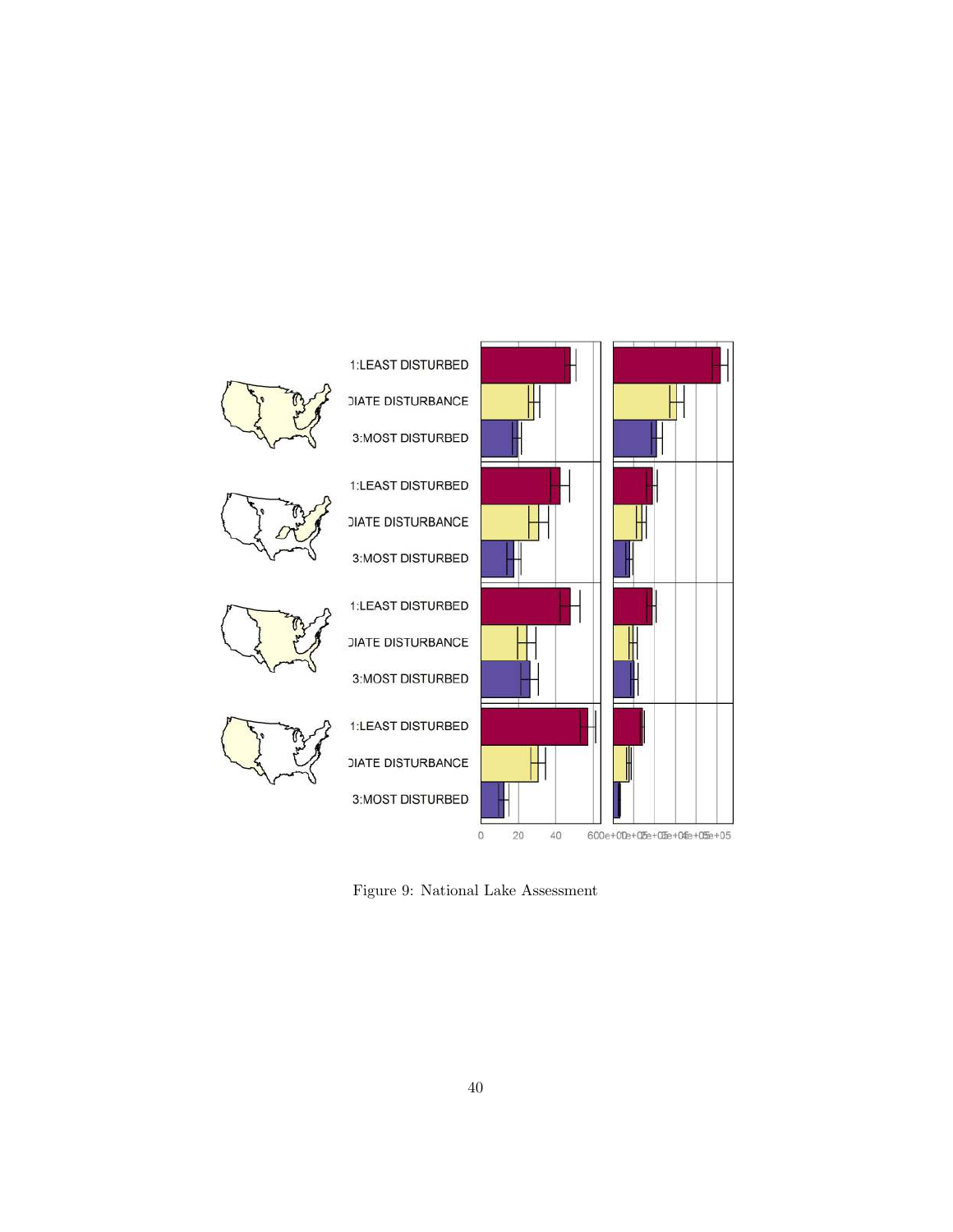Figure 9: National Lake Assessment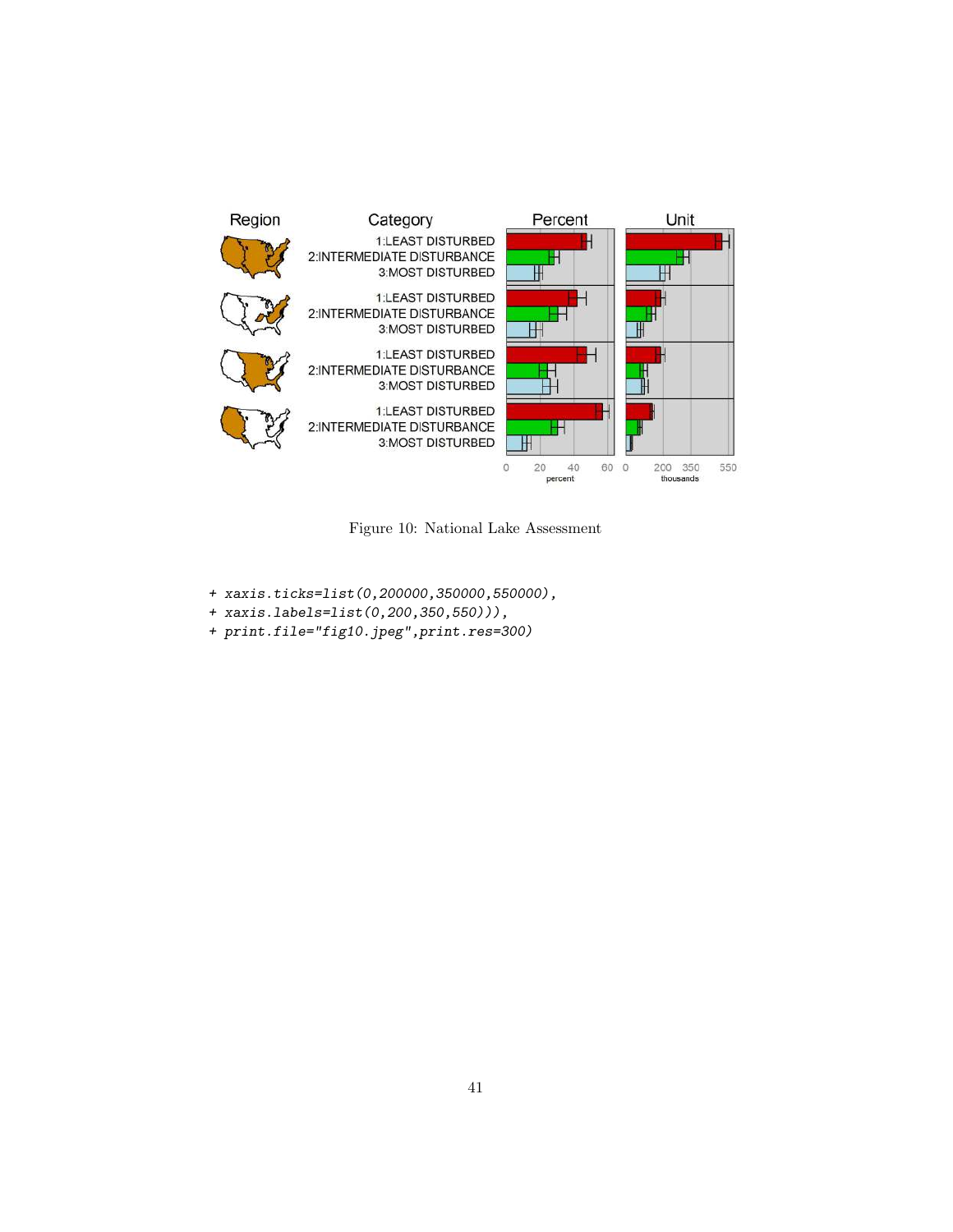Region

Category

Percent

Unit

1:LEAST DISTURBED
2:INTERMEDIATE DISTURBANCE
3:MOST DISTURBED

1:LEAST DISTURBED
2:INTERMEDIATE DISTURBANCE
3:MOST DISTURBED

1:LEAST DISTURBED
2:INTERMEDIATE DISTURBANCE
3:MOST DISTURBED

1:LEAST DISTURBED
2:INTERMEDIATE DISTURBANCE
3:MOST DISTURBED

0 20 40 60
percent

0 200 350 550
thousands

Figure 10: National Lake Assessment

```
+ xaxis.ticks=list(0,200000,350000,550000),
+ xaxis.labels=list(0,200,350,550))),
+ print.file="fig10.jpeg",print.res=300)
```